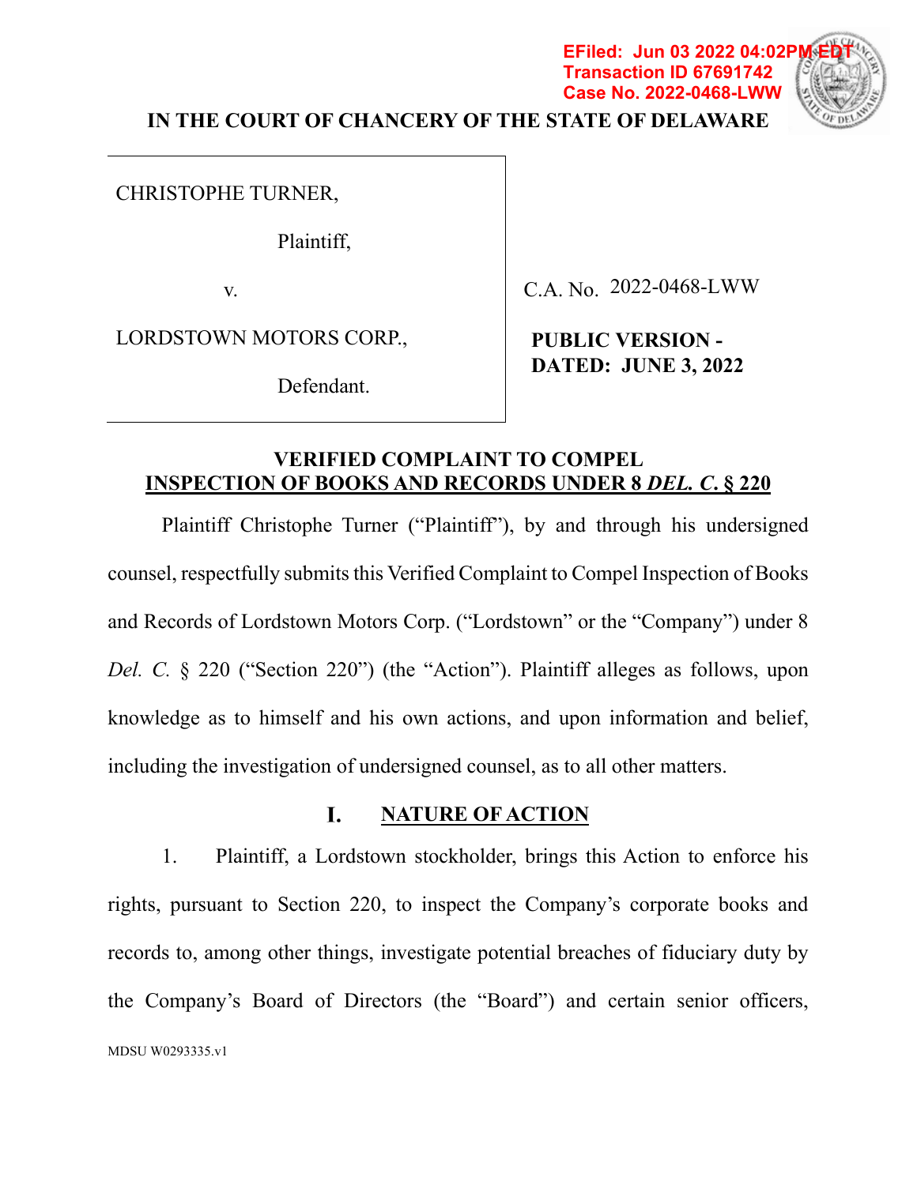EFiled: Jun 03 2022 04:02PM EDT
Transaction ID 67691742
Case No. 2022-0468-LWW

**IN THE COURT OF CHANCERY OF THE STATE OF DELAWARE**

| | |
|---|---|
| CHRISTOPHE TURNER,<br><br>Plaintiff,<br><br>v.<br><br>LORDSTOWN MOTORS CORP.,<br><br>Defendant. | C.A. No. 2022-0468-LWW<br><br>**PUBLIC VERSION - DATED: JUNE 3, 2022** |

## VERIFIED COMPLAINT TO COMPEL INSPECTION OF BOOKS AND RECORDS UNDER 8 *DEL. C.* § 220

Plaintiff Christophe Turner ("Plaintiff"), by and through his undersigned counsel, respectfully submits this Verified Complaint to Compel Inspection of Books and Records of Lordstown Motors Corp. ("Lordstown" or the "Company") under 8 *Del. C.* § 220 ("Section 220") (the "Action"). Plaintiff alleges as follows, upon knowledge as to himself and his own actions, and upon information and belief, including the investigation of undersigned counsel, as to all other matters.

## I. NATURE OF ACTION

1. Plaintiff, a Lordstown stockholder, brings this Action to enforce his rights, pursuant to Section 220, to inspect the Company's corporate books and records to, among other things, investigate potential breaches of fiduciary duty by the Company's Board of Directors (the "Board") and certain senior officers,

MDSU W0293335.v1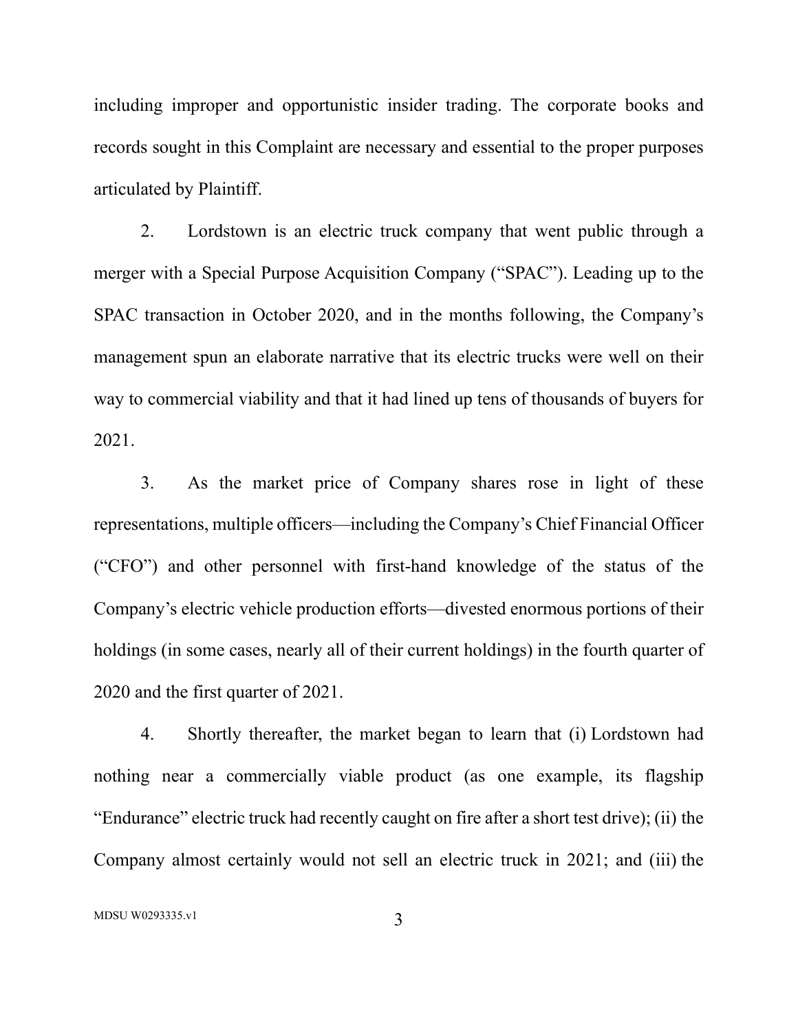including improper and opportunistic insider trading. The corporate books and records sought in this Complaint are necessary and essential to the proper purposes articulated by Plaintiff.

2. Lordstown is an electric truck company that went public through a merger with a Special Purpose Acquisition Company ("SPAC"). Leading up to the SPAC transaction in October 2020, and in the months following, the Company's management spun an elaborate narrative that its electric trucks were well on their way to commercial viability and that it had lined up tens of thousands of buyers for 2021.

3. As the market price of Company shares rose in light of these representations, multiple officers—including the Company's Chief Financial Officer ("CFO") and other personnel with first-hand knowledge of the status of the Company's electric vehicle production efforts—divested enormous portions of their holdings (in some cases, nearly all of their current holdings) in the fourth quarter of 2020 and the first quarter of 2021.

4. Shortly thereafter, the market began to learn that (i) Lordstown had nothing near a commercially viable product (as one example, its flagship "Endurance" electric truck had recently caught on fire after a short test drive); (ii) the Company almost certainly would not sell an electric truck in 2021; and (iii) the

MDSU W0293335.v1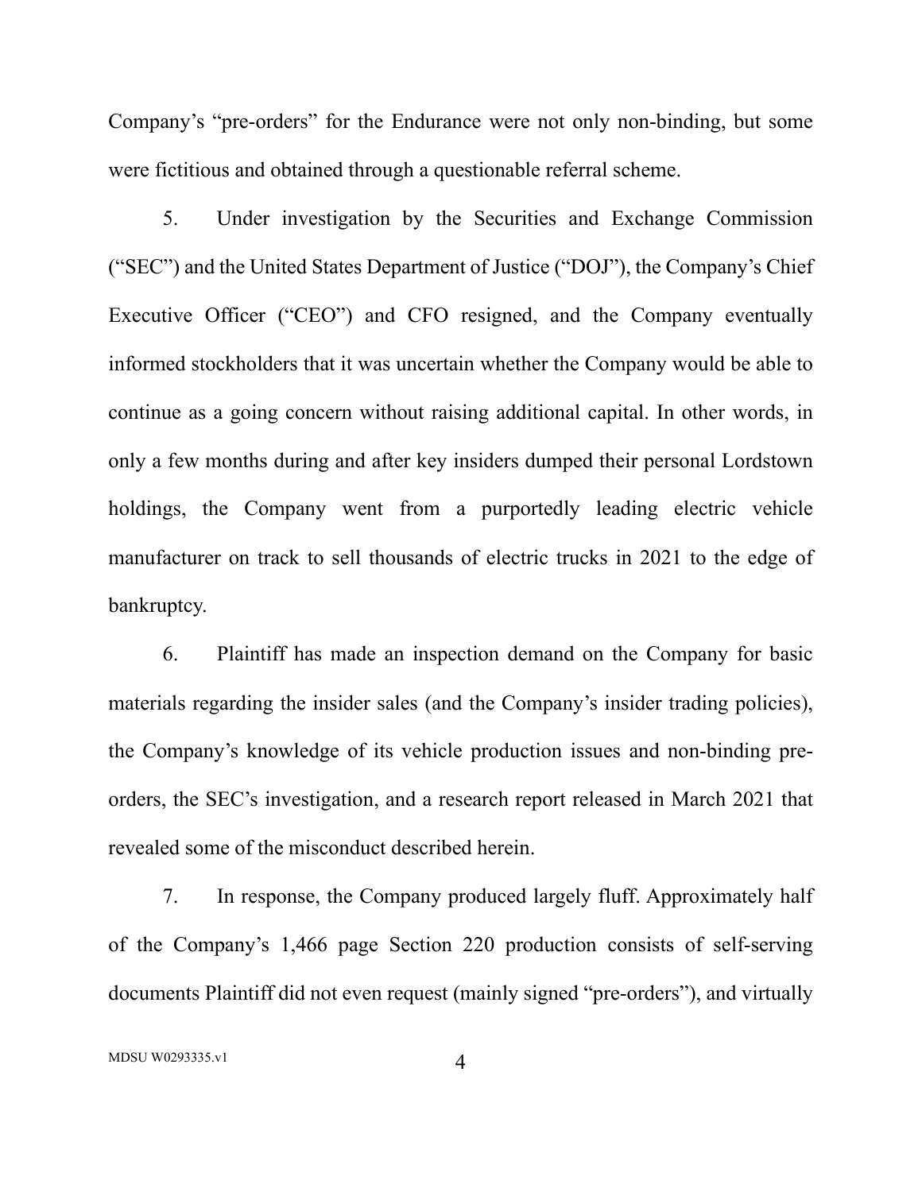Company's "pre-orders" for the Endurance were not only non-binding, but some were fictitious and obtained through a questionable referral scheme.

5. Under investigation by the Securities and Exchange Commission ("SEC") and the United States Department of Justice ("DOJ"), the Company's Chief Executive Officer ("CEO") and CFO resigned, and the Company eventually informed stockholders that it was uncertain whether the Company would be able to continue as a going concern without raising additional capital. In other words, in only a few months during and after key insiders dumped their personal Lordstown holdings, the Company went from a purportedly leading electric vehicle manufacturer on track to sell thousands of electric trucks in 2021 to the edge of bankruptcy.

6. Plaintiff has made an inspection demand on the Company for basic materials regarding the insider sales (and the Company's insider trading policies), the Company's knowledge of its vehicle production issues and non-binding pre-orders, the SEC's investigation, and a research report released in March 2021 that revealed some of the misconduct described herein.

7. In response, the Company produced largely fluff. Approximately half of the Company's 1,466 page Section 220 production consists of self-serving documents Plaintiff did not even request (mainly signed "pre-orders"), and virtually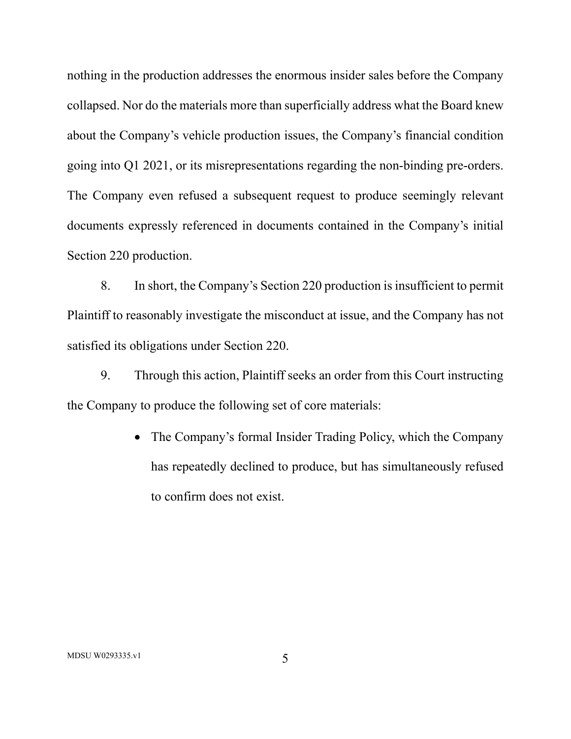nothing in the production addresses the enormous insider sales before the Company collapsed. Nor do the materials more than superficially address what the Board knew about the Company's vehicle production issues, the Company's financial condition going into Q1 2021, or its misrepresentations regarding the non-binding pre-orders. The Company even refused a subsequent request to produce seemingly relevant documents expressly referenced in documents contained in the Company's initial Section 220 production.

8. In short, the Company's Section 220 production is insufficient to permit Plaintiff to reasonably investigate the misconduct at issue, and the Company has not satisfied its obligations under Section 220.

9. Through this action, Plaintiff seeks an order from this Court instructing the Company to produce the following set of core materials:

- The Company's formal Insider Trading Policy, which the Company has repeatedly declined to produce, but has simultaneously refused to confirm does not exist.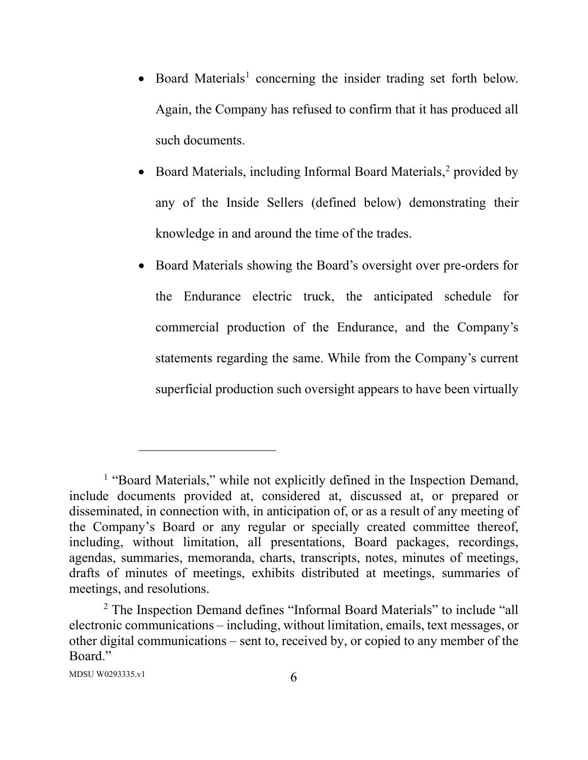- Board Materials[1] concerning the insider trading set forth below. Again, the Company has refused to confirm that it has produced all such documents.
- Board Materials, including Informal Board Materials,[2] provided by any of the Inside Sellers (defined below) demonstrating their knowledge in and around the time of the trades.
- Board Materials showing the Board's oversight over pre-orders for the Endurance electric truck, the anticipated schedule for commercial production of the Endurance, and the Company's statements regarding the same. While from the Company's current superficial production such oversight appears to have been virtually

---

[1] "Board Materials," while not explicitly defined in the Inspection Demand, include documents provided at, considered at, discussed at, or prepared or disseminated, in connection with, in anticipation of, or as a result of any meeting of the Company's Board or any regular or specially created committee thereof, including, without limitation, all presentations, Board packages, recordings, agendas, summaries, memoranda, charts, transcripts, notes, minutes of meetings, drafts of minutes of meetings, exhibits distributed at meetings, summaries of meetings, and resolutions.

[2] The Inspection Demand defines "Informal Board Materials" to include "all electronic communications – including, without limitation, emails, text messages, or other digital communications – sent to, received by, or copied to any member of the Board."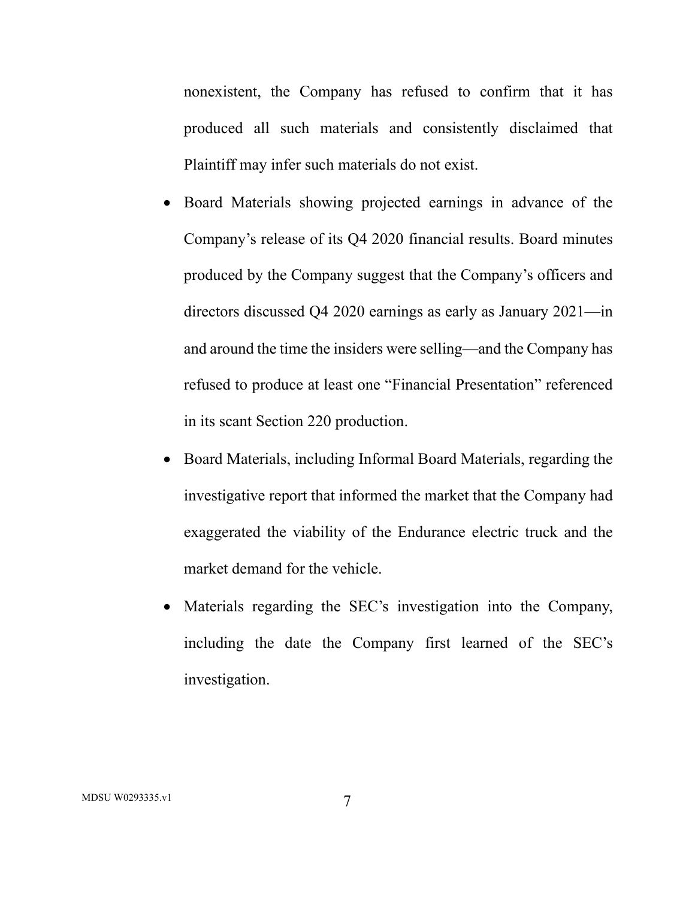nonexistent, the Company has refused to confirm that it has produced all such materials and consistently disclaimed that Plaintiff may infer such materials do not exist.

- Board Materials showing projected earnings in advance of the Company's release of its Q4 2020 financial results. Board minutes produced by the Company suggest that the Company's officers and directors discussed Q4 2020 earnings as early as January 2021—in and around the time the insiders were selling—and the Company has refused to produce at least one "Financial Presentation" referenced in its scant Section 220 production.
- Board Materials, including Informal Board Materials, regarding the investigative report that informed the market that the Company had exaggerated the viability of the Endurance electric truck and the market demand for the vehicle.
- Materials regarding the SEC's investigation into the Company, including the date the Company first learned of the SEC's investigation.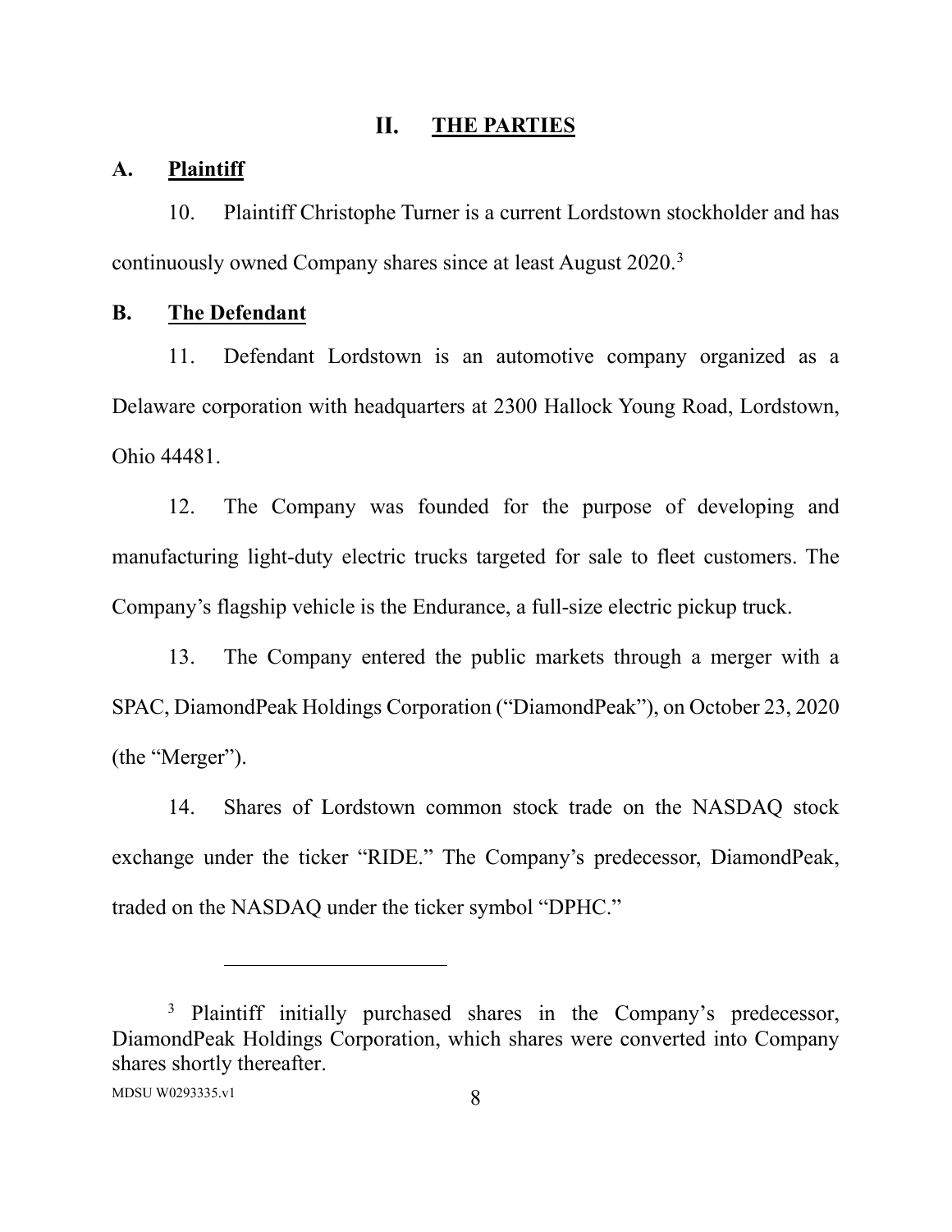## II. THE PARTIES

### A. Plaintiff

10. Plaintiff Christophe Turner is a current Lordstown stockholder and has continuously owned Company shares since at least August 2020.[3]

### B. The Defendant

11. Defendant Lordstown is an automotive company organized as a Delaware corporation with headquarters at 2300 Hallock Young Road, Lordstown, Ohio 44481.

12. The Company was founded for the purpose of developing and manufacturing light-duty electric trucks targeted for sale to fleet customers. The Company's flagship vehicle is the Endurance, a full-size electric pickup truck.

13. The Company entered the public markets through a merger with a SPAC, DiamondPeak Holdings Corporation ("DiamondPeak"), on October 23, 2020 (the "Merger").

14. Shares of Lordstown common stock trade on the NASDAQ stock exchange under the ticker "RIDE." The Company's predecessor, DiamondPeak, traded on the NASDAQ under the ticker symbol "DPHC."

---

[3] Plaintiff initially purchased shares in the Company's predecessor, DiamondPeak Holdings Corporation, which shares were converted into Company shares shortly thereafter.

MDSU W0293335.v1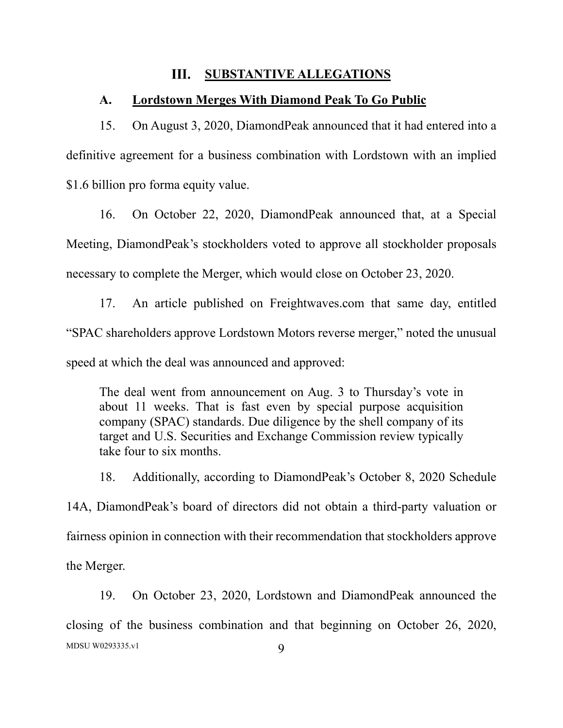## III. SUBSTANTIVE ALLEGATIONS

### A. Lordstown Merges With Diamond Peak To Go Public

15. On August 3, 2020, DiamondPeak announced that it had entered into a definitive agreement for a business combination with Lordstown with an implied $1.6 billion pro forma equity value.

16. On October 22, 2020, DiamondPeak announced that, at a Special Meeting, DiamondPeak's stockholders voted to approve all stockholder proposals necessary to complete the Merger, which would close on October 23, 2020.

17. An article published on Freightwaves.com that same day, entitled "SPAC shareholders approve Lordstown Motors reverse merger," noted the unusual speed at which the deal was announced and approved:

> The deal went from announcement on Aug. 3 to Thursday's vote in about 11 weeks. That is fast even by special purpose acquisition company (SPAC) standards. Due diligence by the shell company of its target and U.S. Securities and Exchange Commission review typically take four to six months.

18. Additionally, according to DiamondPeak's October 8, 2020 Schedule 14A, DiamondPeak's board of directors did not obtain a third-party valuation or fairness opinion in connection with their recommendation that stockholders approve the Merger.

19. On October 23, 2020, Lordstown and DiamondPeak announced the closing of the business combination and that beginning on October 26, 2020,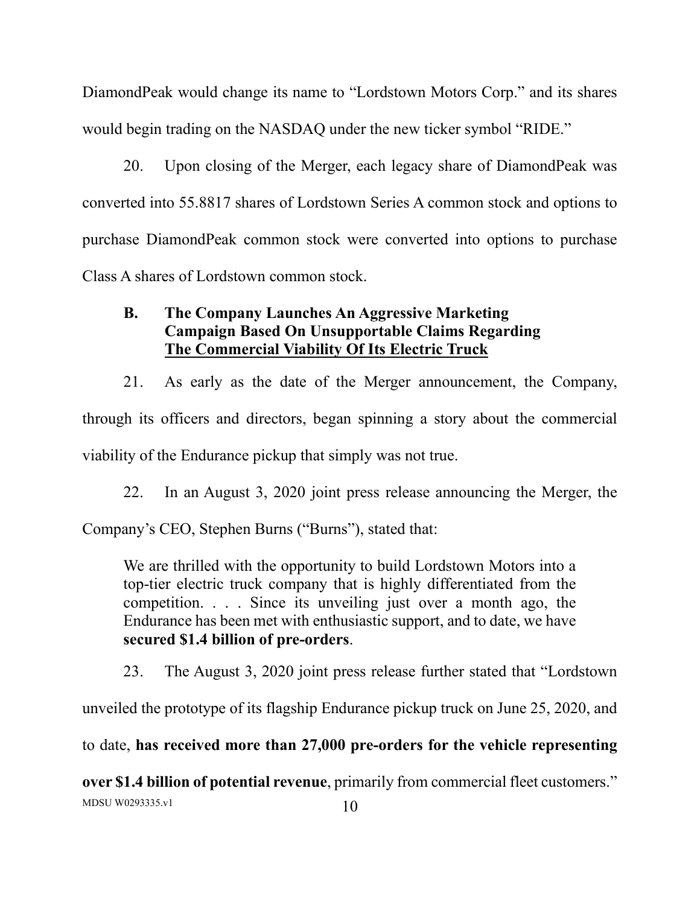DiamondPeak would change its name to "Lordstown Motors Corp." and its shares would begin trading on the NASDAQ under the new ticker symbol "RIDE."

20. Upon closing of the Merger, each legacy share of DiamondPeak was converted into 55.8817 shares of Lordstown Series A common stock and options to purchase DiamondPeak common stock were converted into options to purchase Class A shares of Lordstown common stock.

### B. The Company Launches An Aggressive Marketing Campaign Based On Unsupportable Claims Regarding The Commercial Viability Of Its Electric Truck

21. As early as the date of the Merger announcement, the Company, through its officers and directors, began spinning a story about the commercial viability of the Endurance pickup that simply was not true.

22. In an August 3, 2020 joint press release announcing the Merger, the Company's CEO, Stephen Burns ("Burns"), stated that:

> We are thrilled with the opportunity to build Lordstown Motors into a top-tier electric truck company that is highly differentiated from the competition. . . . Since its unveiling just over a month ago, the Endurance has been met with enthusiastic support, and to date, we have **secured $1.4 billion of pre-orders**.

23. The August 3, 2020 joint press release further stated that "Lordstown unveiled the prototype of its flagship Endurance pickup truck on June 25, 2020, and to date, **has received more than 27,000 pre-orders for the vehicle representing over $1.4 billion of potential revenue**, primarily from commercial fleet customers."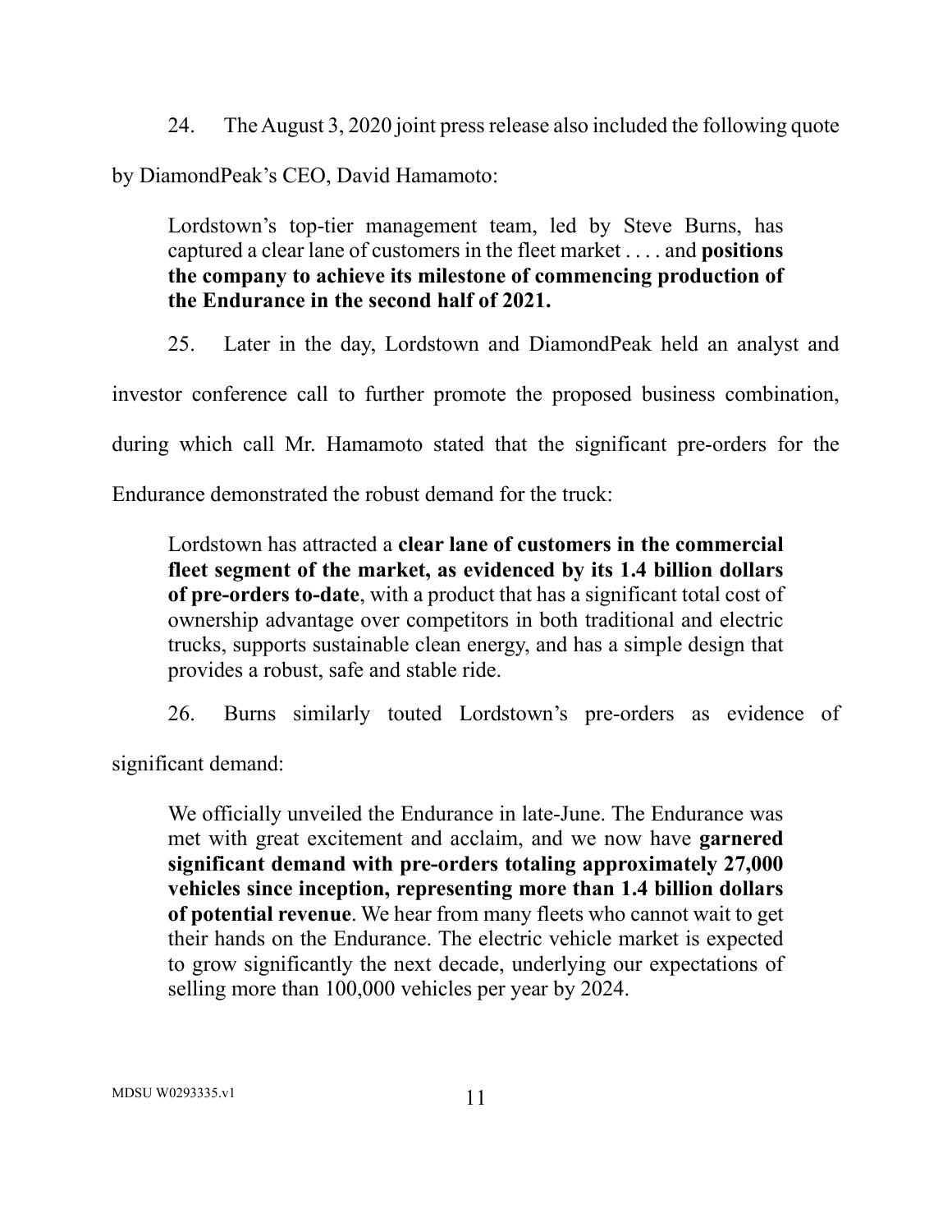24. The August 3, 2020 joint press release also included the following quote by DiamondPeak's CEO, David Hamamoto:

> Lordstown's top-tier management team, led by Steve Burns, has captured a clear lane of customers in the fleet market . . . . and **positions the company to achieve its milestone of commencing production of the Endurance in the second half of 2021.**

25. Later in the day, Lordstown and DiamondPeak held an analyst and investor conference call to further promote the proposed business combination, during which call Mr. Hamamoto stated that the significant pre-orders for the Endurance demonstrated the robust demand for the truck:

> Lordstown has attracted a **clear lane of customers in the commercial fleet segment of the market, as evidenced by its 1.4 billion dollars of pre-orders to-date**, with a product that has a significant total cost of ownership advantage over competitors in both traditional and electric trucks, supports sustainable clean energy, and has a simple design that provides a robust, safe and stable ride.

26. Burns similarly touted Lordstown's pre-orders as evidence of significant demand:

> We officially unveiled the Endurance in late-June. The Endurance was met with great excitement and acclaim, and we now have **garnered significant demand with pre-orders totaling approximately 27,000 vehicles since inception, representing more than 1.4 billion dollars of potential revenue**. We hear from many fleets who cannot wait to get their hands on the Endurance. The electric vehicle market is expected to grow significantly the next decade, underlying our expectations of selling more than 100,000 vehicles per year by 2024.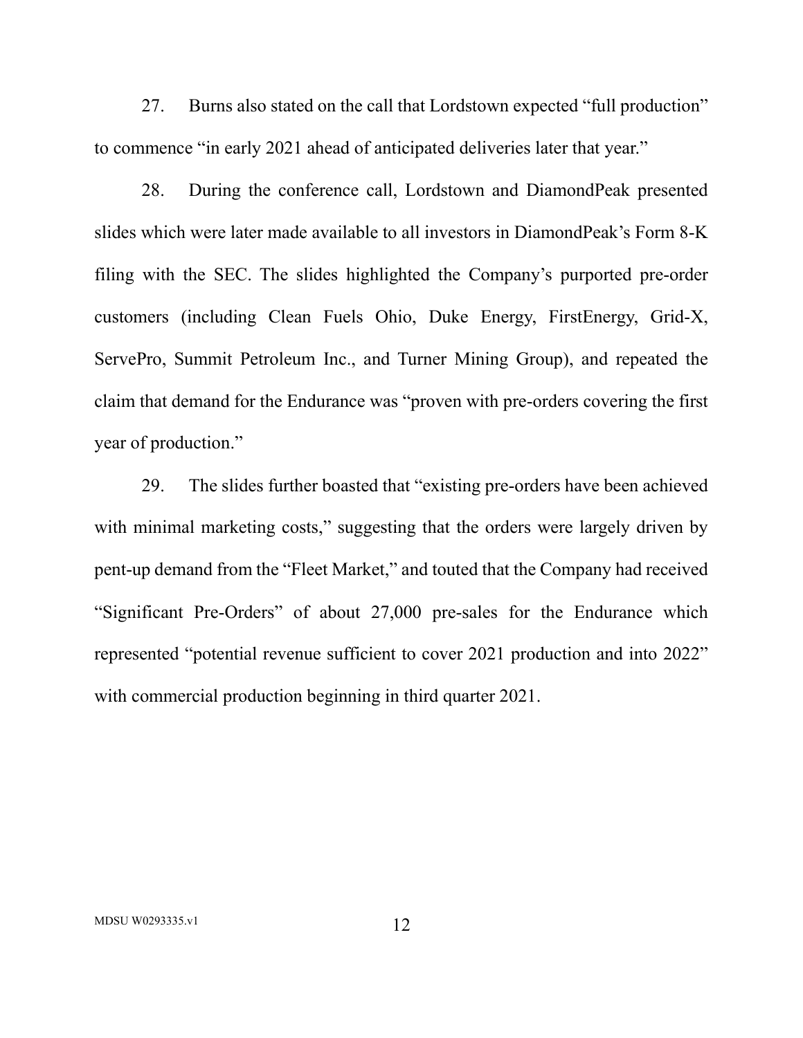27. Burns also stated on the call that Lordstown expected "full production" to commence "in early 2021 ahead of anticipated deliveries later that year."

28. During the conference call, Lordstown and DiamondPeak presented slides which were later made available to all investors in DiamondPeak's Form 8-K filing with the SEC. The slides highlighted the Company's purported pre-order customers (including Clean Fuels Ohio, Duke Energy, FirstEnergy, Grid-X, ServePro, Summit Petroleum Inc., and Turner Mining Group), and repeated the claim that demand for the Endurance was "proven with pre-orders covering the first year of production."

29. The slides further boasted that "existing pre-orders have been achieved with minimal marketing costs," suggesting that the orders were largely driven by pent-up demand from the "Fleet Market," and touted that the Company had received "Significant Pre-Orders" of about 27,000 pre-sales for the Endurance which represented "potential revenue sufficient to cover 2021 production and into 2022" with commercial production beginning in third quarter 2021.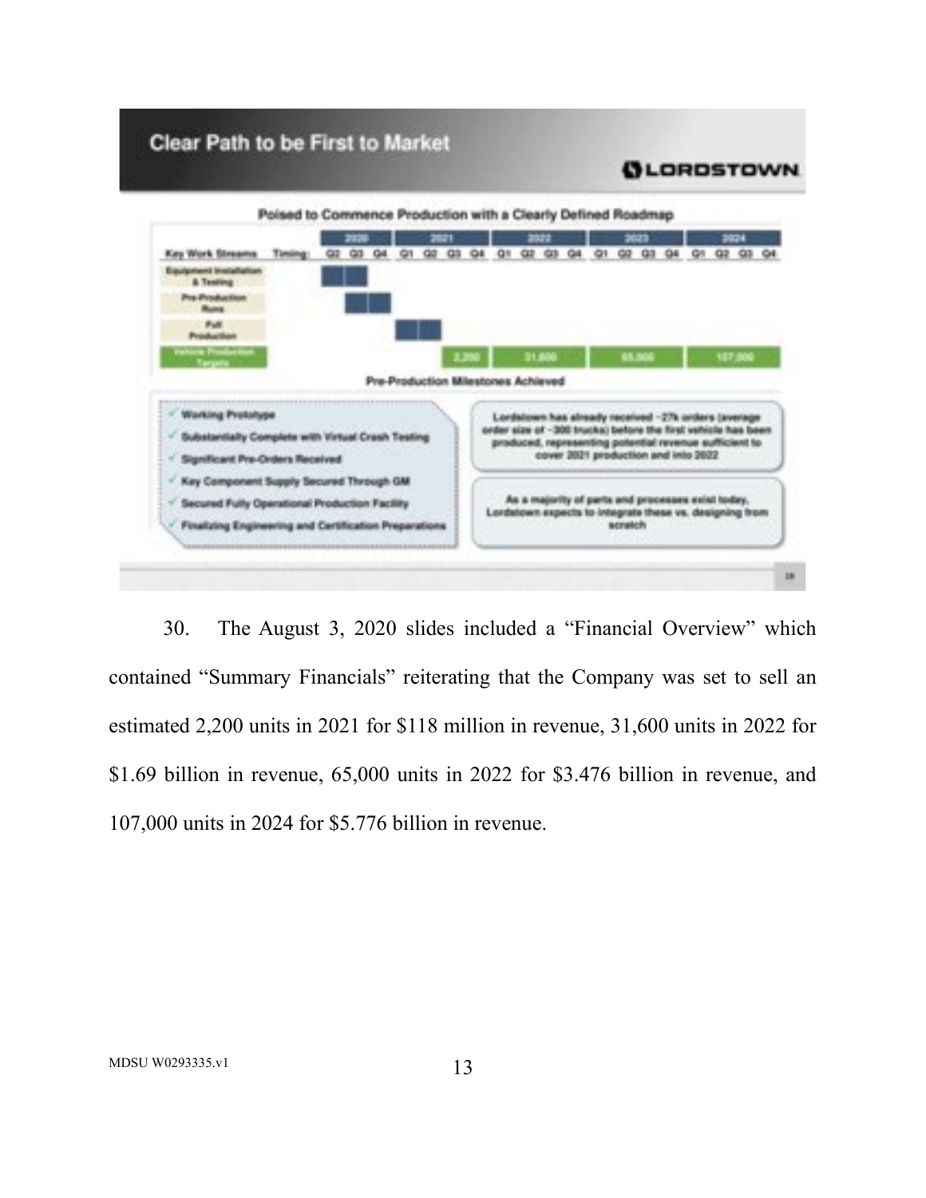**Clear Path to be First to Market**

LORDSTOWN

**Poised to Commence Production with a Clearly Defined Roadmap**

| Key Work Streams | 2020 | 2021 | 2022 | 2023 | 2024 |
|---|---|---|---|---|---|
| Equipment Installation & Testing | Q2–Q3 | | | | |
| Pre-Production Runs | Q3–Q4 | | | | |
| Full Production | | Q1–Q2 | | | |
| Vehicle Production Targets | | 2,200 | 31,600 | 65,000 | 107,000 |

**Pre-Production Milestones Achieved**

- ✓ Working Prototype
- ✓ Substantially Complete with Virtual Crash Testing
- ✓ Significant Pre-Orders Received
- ✓ Key Component Supply Secured Through GM
- ✓ Secured Fully Operational Production Facility
- ✓ Finalizing Engineering and Certification Preparations

Lordstown has already received ~27k orders (average order size of ~300 trucks) before the first vehicle has been produced, representing potential revenue sufficient to cover 2021 production and into 2022

As a majority of parts and processes exist today, Lordstown expects to integrate these vs. designing from scratch

30. The August 3, 2020 slides included a "Financial Overview" which contained "Summary Financials" reiterating that the Company was set to sell an estimated 2,200 units in 2021 for $118 million in revenue, 31,600 units in 2022 for $1.69 billion in revenue, 65,000 units in 2022 for $3.476 billion in revenue, and 107,000 units in 2024 for $5.776 billion in revenue.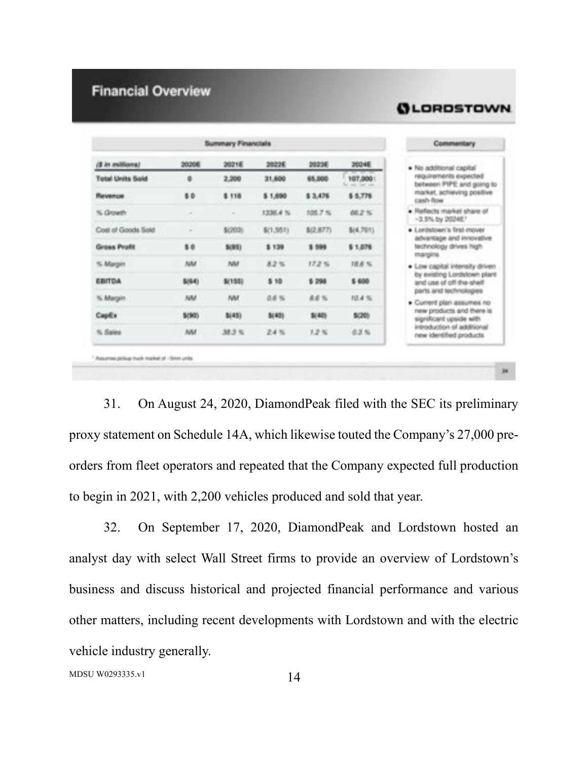## Financial Overview

**LORDSTOWN**

| Summary Financials | | | | | |
|---|---|---|---|---|---|
| *($ in millions)* | 2020E | 2021E | 2022E | 2023E | 2024E |
| **Total Units Sold** | 0 | 2,200 | 31,600 | 65,000 | 107,000 |
| **Revenue** | $ 0 | $ 116 | $ 1,690 | $ 3,476 | $ 5,776 |
| *% Growth* | - | - | 1336.4 % | 105.7 % | 66.2 % |
| Cost of Goods Sold | - | $(203) | $(1,551) | $(2,877) | $(4,701) |
| **Gross Profit** | $ 0 | $(85) | $ 139 | $ 599 | $ 1,076 |
| *% Margin* | NM | NM | 8.2 % | 17.2 % | 18.6 % |
| **EBITDA** | $(64) | $(155) | $ 10 | $ 298 | $ 600 |
| *% Margin* | NM | NM | 0.6 % | 8.6 % | 10.4 % |
| **CapEx** | $(90) | $(45) | $(40) | $(40) | $(20) |
| *% Sales* | NM | 38.3 % | 2.4 % | 1.2 % | 0.3 % |

**Commentary**

- No additional capital requirements expected between PIPE and going to market, achieving positive cash-flow
- Reflects market share of ~3.5% by 2024E[1]
- Lordstown's first-mover advantage and innovative technology drives high margins
- Low capital intensity driven by existing Lordstown plant and use of off-the-shelf parts and technologies
- Current plan assumes no new products and there is significant upside with introduction of additional new identified products

[1] Assumes pickup truck market of ~3mm units

31. On August 24, 2020, DiamondPeak filed with the SEC its preliminary proxy statement on Schedule 14A, which likewise touted the Company's 27,000 pre-orders from fleet operators and repeated that the Company expected full production to begin in 2021, with 2,200 vehicles produced and sold that year.

32. On September 17, 2020, DiamondPeak and Lordstown hosted an analyst day with select Wall Street firms to provide an overview of Lordstown's business and discuss historical and projected financial performance and various other matters, including recent developments with Lordstown and with the electric vehicle industry generally.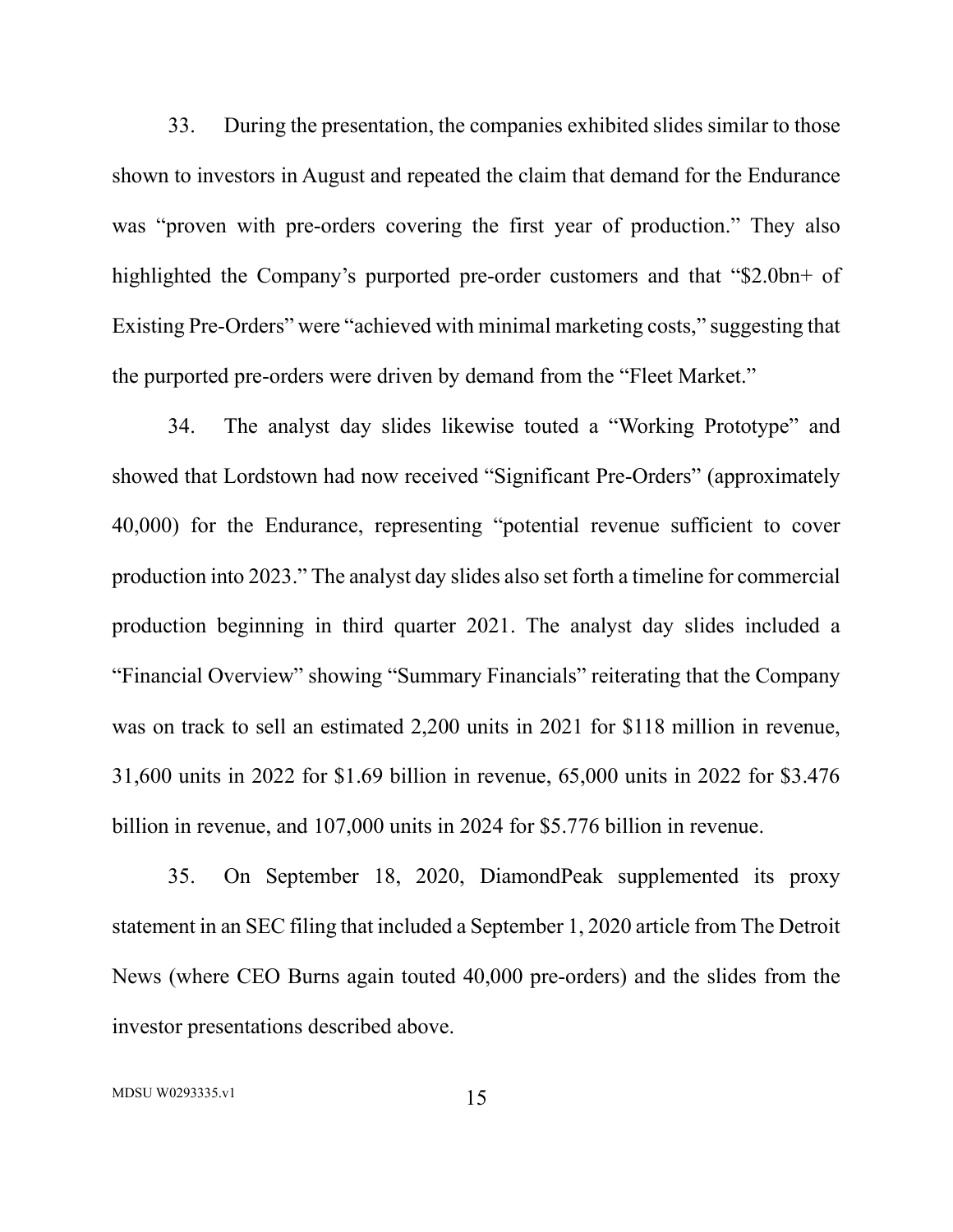33. During the presentation, the companies exhibited slides similar to those shown to investors in August and repeated the claim that demand for the Endurance was "proven with pre-orders covering the first year of production." They also highlighted the Company's purported pre-order customers and that "$2.0bn+ of Existing Pre-Orders" were "achieved with minimal marketing costs," suggesting that the purported pre-orders were driven by demand from the "Fleet Market."

34. The analyst day slides likewise touted a "Working Prototype" and showed that Lordstown had now received "Significant Pre-Orders" (approximately 40,000) for the Endurance, representing "potential revenue sufficient to cover production into 2023." The analyst day slides also set forth a timeline for commercial production beginning in third quarter 2021. The analyst day slides included a "Financial Overview" showing "Summary Financials" reiterating that the Company was on track to sell an estimated 2,200 units in 2021 for $118 million in revenue, 31,600 units in 2022 for $1.69 billion in revenue, 65,000 units in 2022 for $3.476 billion in revenue, and 107,000 units in 2024 for $5.776 billion in revenue.

35. On September 18, 2020, DiamondPeak supplemented its proxy statement in an SEC filing that included a September 1, 2020 article from The Detroit News (where CEO Burns again touted 40,000 pre-orders) and the slides from the investor presentations described above.

MDSU W0293335.v1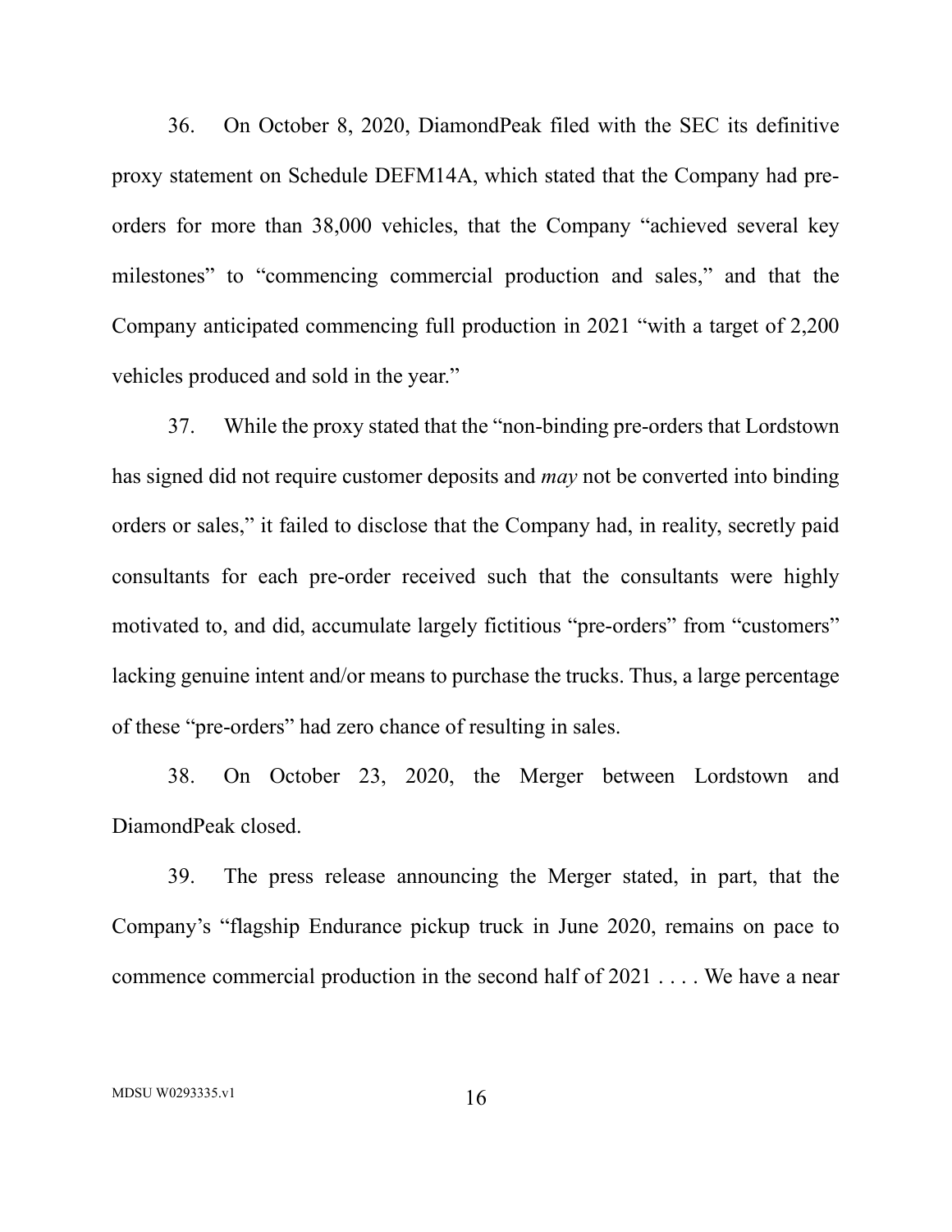36. On October 8, 2020, DiamondPeak filed with the SEC its definitive proxy statement on Schedule DEFM14A, which stated that the Company had pre-orders for more than 38,000 vehicles, that the Company "achieved several key milestones" to "commencing commercial production and sales," and that the Company anticipated commencing full production in 2021 "with a target of 2,200 vehicles produced and sold in the year."

37. While the proxy stated that the "non-binding pre-orders that Lordstown has signed did not require customer deposits and *may* not be converted into binding orders or sales," it failed to disclose that the Company had, in reality, secretly paid consultants for each pre-order received such that the consultants were highly motivated to, and did, accumulate largely fictitious "pre-orders" from "customers" lacking genuine intent and/or means to purchase the trucks. Thus, a large percentage of these "pre-orders" had zero chance of resulting in sales.

38. On October 23, 2020, the Merger between Lordstown and DiamondPeak closed.

39. The press release announcing the Merger stated, in part, that the Company's "flagship Endurance pickup truck in June 2020, remains on pace to commence commercial production in the second half of 2021 . . . . We have a near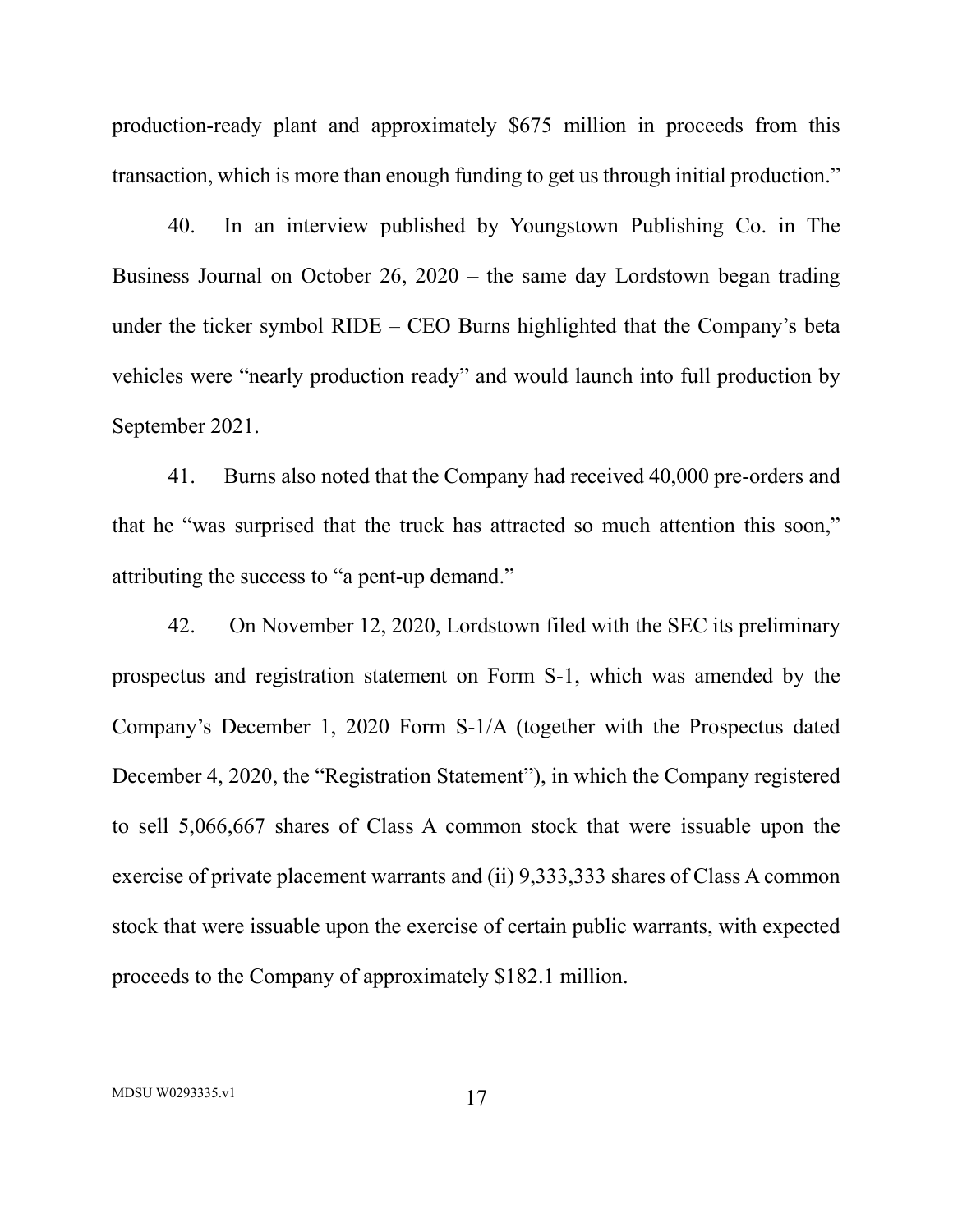production-ready plant and approximately $675 million in proceeds from this transaction, which is more than enough funding to get us through initial production."

40. In an interview published by Youngstown Publishing Co. in The Business Journal on October 26, 2020 – the same day Lordstown began trading under the ticker symbol RIDE – CEO Burns highlighted that the Company's beta vehicles were "nearly production ready" and would launch into full production by September 2021.

41. Burns also noted that the Company had received 40,000 pre-orders and that he "was surprised that the truck has attracted so much attention this soon," attributing the success to "a pent-up demand."

42. On November 12, 2020, Lordstown filed with the SEC its preliminary prospectus and registration statement on Form S-1, which was amended by the Company's December 1, 2020 Form S-1/A (together with the Prospectus dated December 4, 2020, the "Registration Statement"), in which the Company registered to sell 5,066,667 shares of Class A common stock that were issuable upon the exercise of private placement warrants and (ii) 9,333,333 shares of Class A common stock that were issuable upon the exercise of certain public warrants, with expected proceeds to the Company of approximately $182.1 million.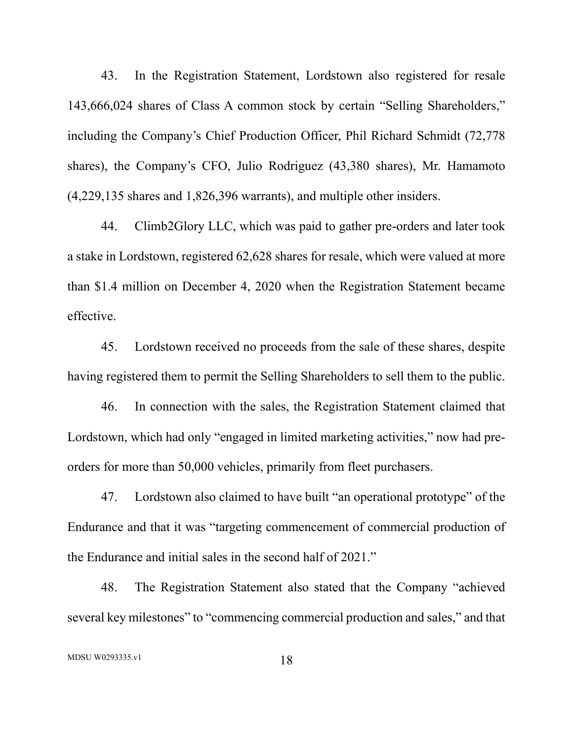43. In the Registration Statement, Lordstown also registered for resale 143,666,024 shares of Class A common stock by certain "Selling Shareholders," including the Company's Chief Production Officer, Phil Richard Schmidt (72,778 shares), the Company's CFO, Julio Rodriguez (43,380 shares), Mr. Hamamoto (4,229,135 shares and 1,826,396 warrants), and multiple other insiders.

44. Climb2Glory LLC, which was paid to gather pre-orders and later took a stake in Lordstown, registered 62,628 shares for resale, which were valued at more than $1.4 million on December 4, 2020 when the Registration Statement became effective.

45. Lordstown received no proceeds from the sale of these shares, despite having registered them to permit the Selling Shareholders to sell them to the public.

46. In connection with the sales, the Registration Statement claimed that Lordstown, which had only "engaged in limited marketing activities," now had pre-orders for more than 50,000 vehicles, primarily from fleet purchasers.

47. Lordstown also claimed to have built "an operational prototype" of the Endurance and that it was "targeting commencement of commercial production of the Endurance and initial sales in the second half of 2021."

48. The Registration Statement also stated that the Company "achieved several key milestones" to "commencing commercial production and sales," and that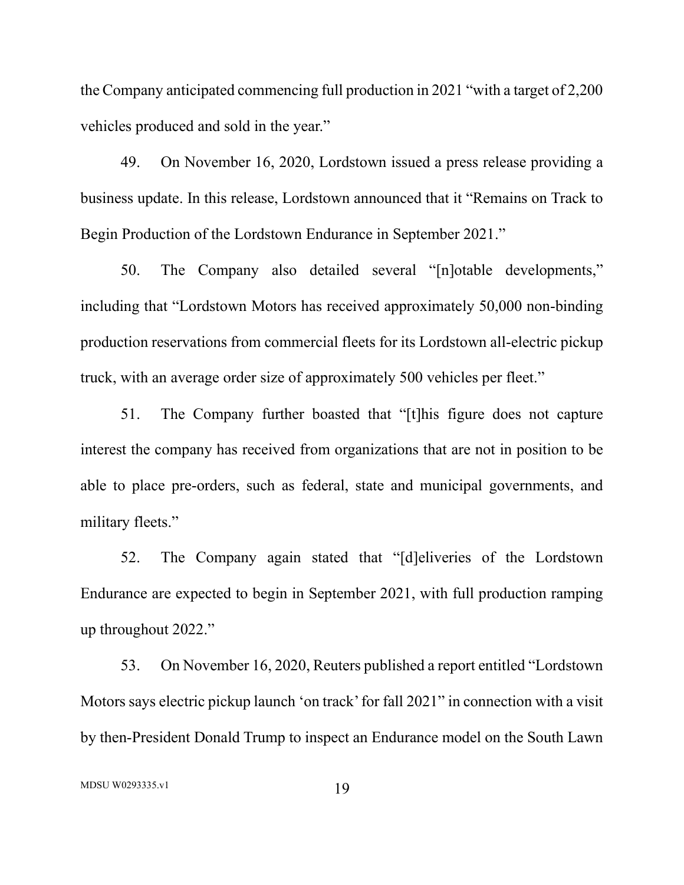the Company anticipated commencing full production in 2021 "with a target of 2,200 vehicles produced and sold in the year."

49. On November 16, 2020, Lordstown issued a press release providing a business update. In this release, Lordstown announced that it "Remains on Track to Begin Production of the Lordstown Endurance in September 2021."

50. The Company also detailed several "[n]otable developments," including that "Lordstown Motors has received approximately 50,000 non-binding production reservations from commercial fleets for its Lordstown all-electric pickup truck, with an average order size of approximately 500 vehicles per fleet."

51. The Company further boasted that "[t]his figure does not capture interest the company has received from organizations that are not in position to be able to place pre-orders, such as federal, state and municipal governments, and military fleets."

52. The Company again stated that "[d]eliveries of the Lordstown Endurance are expected to begin in September 2021, with full production ramping up throughout 2022."

53. On November 16, 2020, Reuters published a report entitled "Lordstown Motors says electric pickup launch 'on track' for fall 2021" in connection with a visit by then-President Donald Trump to inspect an Endurance model on the South Lawn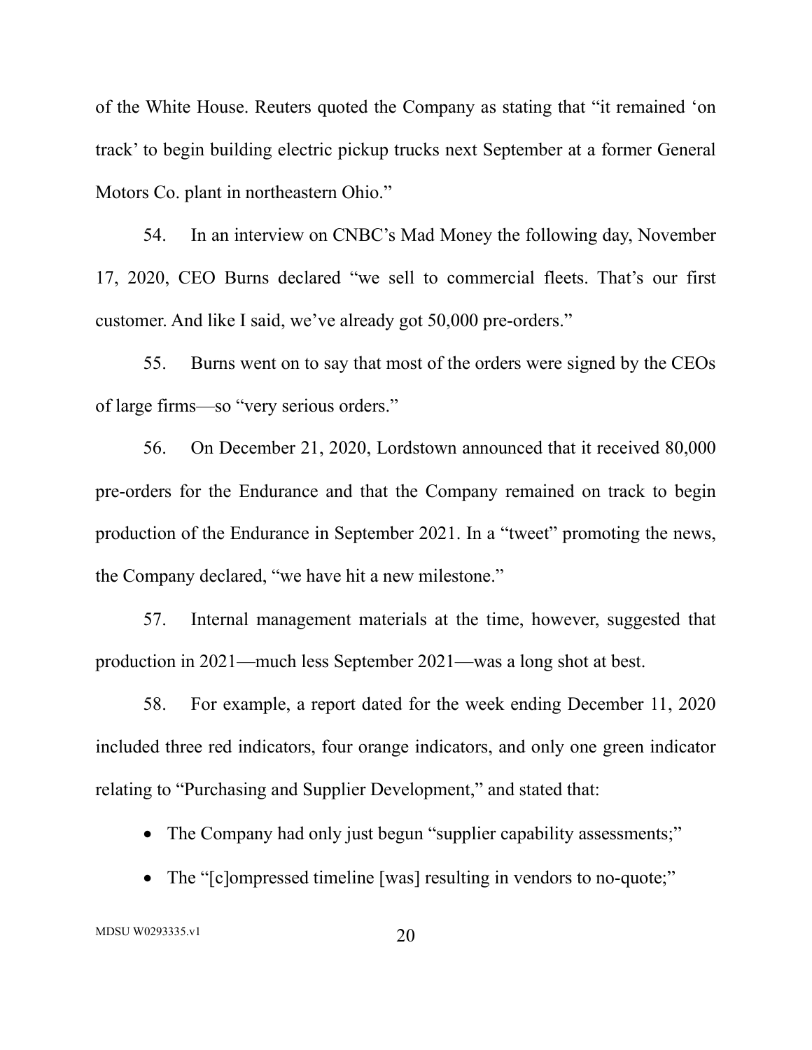of the White House. Reuters quoted the Company as stating that "it remained 'on track' to begin building electric pickup trucks next September at a former General Motors Co. plant in northeastern Ohio."

54. In an interview on CNBC's Mad Money the following day, November 17, 2020, CEO Burns declared "we sell to commercial fleets. That's our first customer. And like I said, we've already got 50,000 pre-orders."

55. Burns went on to say that most of the orders were signed by the CEOs of large firms—so "very serious orders."

56. On December 21, 2020, Lordstown announced that it received 80,000 pre-orders for the Endurance and that the Company remained on track to begin production of the Endurance in September 2021. In a "tweet" promoting the news, the Company declared, "we have hit a new milestone."

57. Internal management materials at the time, however, suggested that production in 2021—much less September 2021—was a long shot at best.

58. For example, a report dated for the week ending December 11, 2020 included three red indicators, four orange indicators, and only one green indicator relating to "Purchasing and Supplier Development," and stated that:

- The Company had only just begun "supplier capability assessments;"
- The "[c]ompressed timeline [was] resulting in vendors to no-quote;"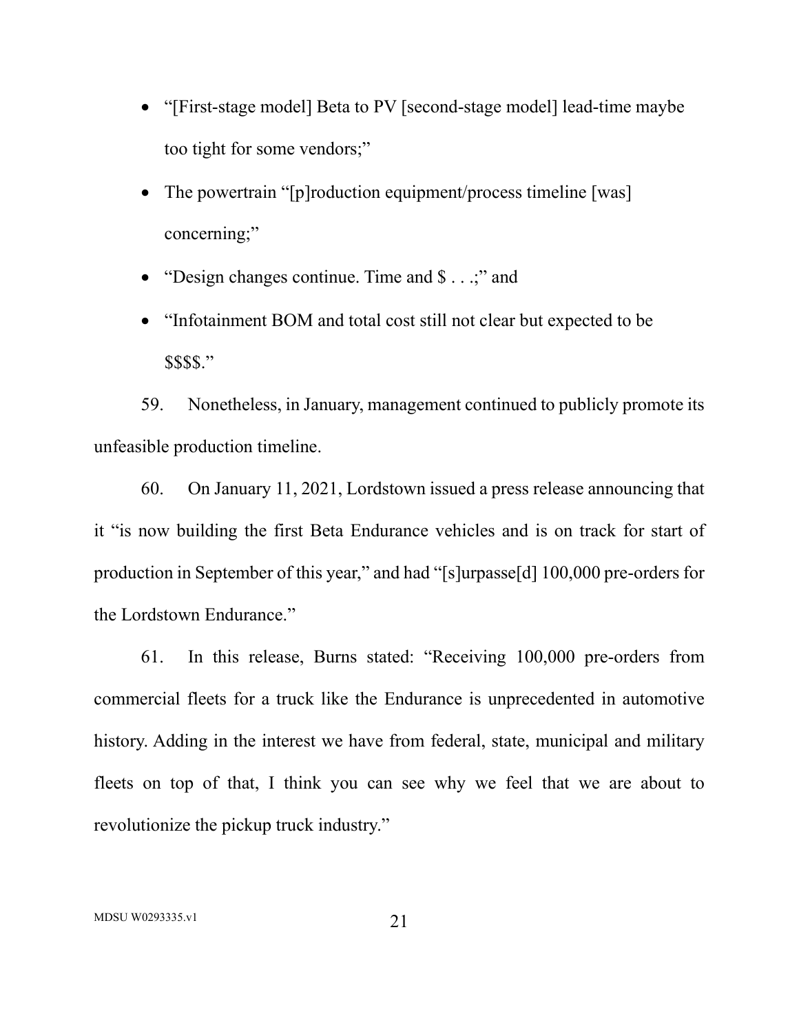- "[First-stage model] Beta to PV [second-stage model] lead-time maybe too tight for some vendors;"
- The powertrain "[p]roduction equipment/process timeline [was] concerning;"
- "Design changes continue. Time and $ . . .;" and
- "Infotainment BOM and total cost still not clear but expected to be $$$$."

59. Nonetheless, in January, management continued to publicly promote its unfeasible production timeline.

60. On January 11, 2021, Lordstown issued a press release announcing that it "is now building the first Beta Endurance vehicles and is on track for start of production in September of this year," and had "[s]urpasse[d] 100,000 pre-orders for the Lordstown Endurance."

61. In this release, Burns stated: "Receiving 100,000 pre-orders from commercial fleets for a truck like the Endurance is unprecedented in automotive history. Adding in the interest we have from federal, state, municipal and military fleets on top of that, I think you can see why we feel that we are about to revolutionize the pickup truck industry."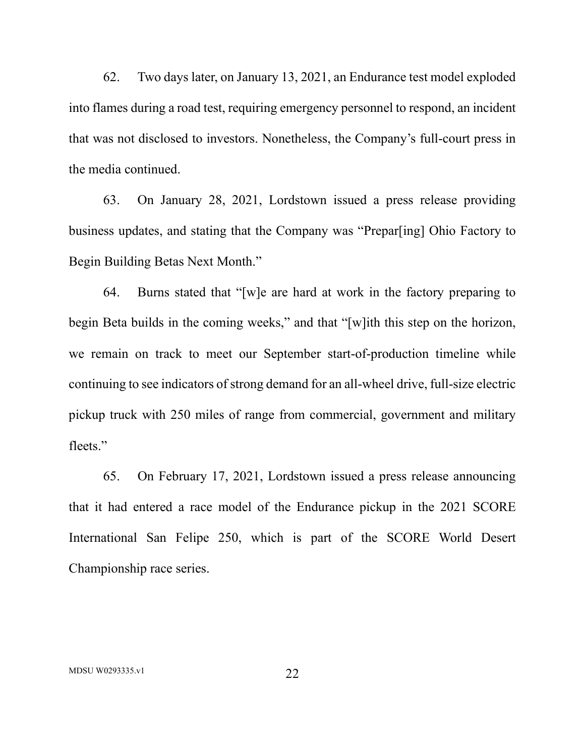62. Two days later, on January 13, 2021, an Endurance test model exploded into flames during a road test, requiring emergency personnel to respond, an incident that was not disclosed to investors. Nonetheless, the Company's full-court press in the media continued.

63. On January 28, 2021, Lordstown issued a press release providing business updates, and stating that the Company was "Prepar[ing] Ohio Factory to Begin Building Betas Next Month."

64. Burns stated that "[w]e are hard at work in the factory preparing to begin Beta builds in the coming weeks," and that "[w]ith this step on the horizon, we remain on track to meet our September start-of-production timeline while continuing to see indicators of strong demand for an all-wheel drive, full-size electric pickup truck with 250 miles of range from commercial, government and military fleets."

65. On February 17, 2021, Lordstown issued a press release announcing that it had entered a race model of the Endurance pickup in the 2021 SCORE International San Felipe 250, which is part of the SCORE World Desert Championship race series.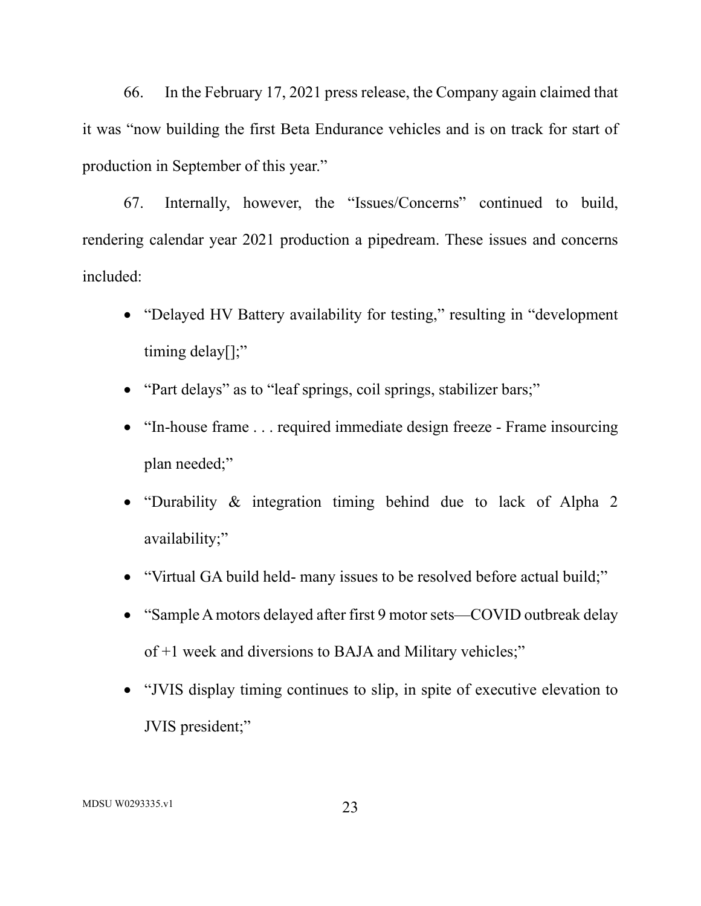66. In the February 17, 2021 press release, the Company again claimed that it was "now building the first Beta Endurance vehicles and is on track for start of production in September of this year."

67. Internally, however, the "Issues/Concerns" continued to build, rendering calendar year 2021 production a pipedream. These issues and concerns included:

- "Delayed HV Battery availability for testing," resulting in "development timing delay[];"
- "Part delays" as to "leaf springs, coil springs, stabilizer bars;"
- "In-house frame . . . required immediate design freeze - Frame insourcing plan needed;"
- "Durability & integration timing behind due to lack of Alpha 2 availability;"
- "Virtual GA build held- many issues to be resolved before actual build;"
- "Sample A motors delayed after first 9 motor sets—COVID outbreak delay of +1 week and diversions to BAJA and Military vehicles;"
- "JVIS display timing continues to slip, in spite of executive elevation to JVIS president;"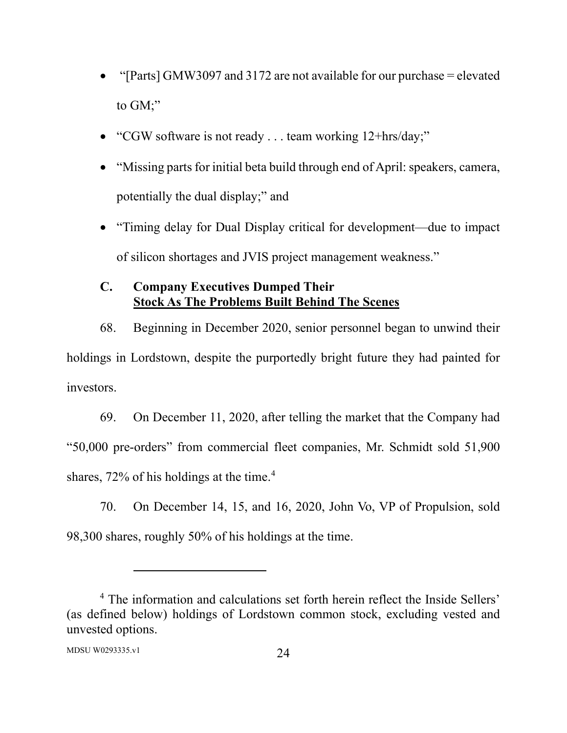- "[Parts] GMW3097 and 3172 are not available for our purchase = elevated to GM;"
- "CGW software is not ready . . . team working 12+hrs/day;"
- "Missing parts for initial beta build through end of April: speakers, camera, potentially the dual display;" and
- "Timing delay for Dual Display critical for development—due to impact of silicon shortages and JVIS project management weakness."

### C. Company Executives Dumped Their Stock As The Problems Built Behind The Scenes

68. Beginning in December 2020, senior personnel began to unwind their holdings in Lordstown, despite the purportedly bright future they had painted for investors.

69. On December 11, 2020, after telling the market that the Company had "50,000 pre-orders" from commercial fleet companies, Mr. Schmidt sold 51,900 shares, 72% of his holdings at the time.[4]

70. On December 14, 15, and 16, 2020, John Vo, VP of Propulsion, sold 98,300 shares, roughly 50% of his holdings at the time.

---

[4] The information and calculations set forth herein reflect the Inside Sellers' (as defined below) holdings of Lordstown common stock, excluding vested and unvested options.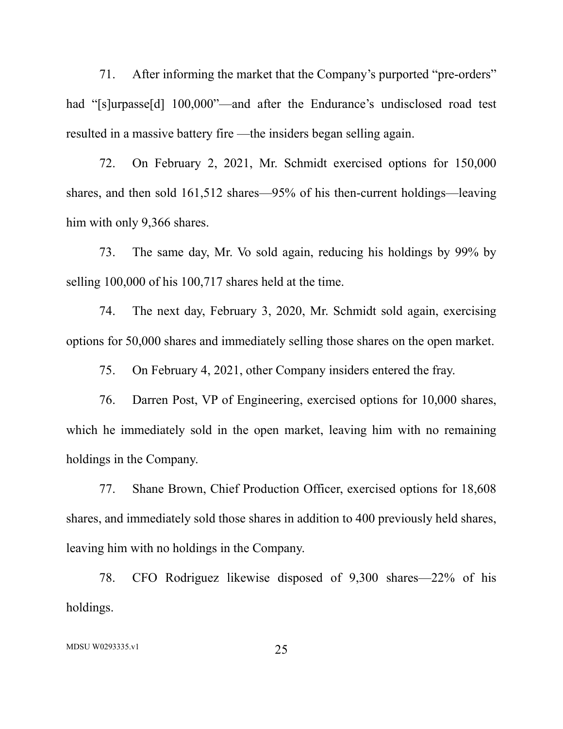71. After informing the market that the Company's purported "pre-orders" had "[s]urpasse[d] 100,000"—and after the Endurance's undisclosed road test resulted in a massive battery fire —the insiders began selling again.

72. On February 2, 2021, Mr. Schmidt exercised options for 150,000 shares, and then sold 161,512 shares—95% of his then-current holdings—leaving him with only 9,366 shares.

73. The same day, Mr. Vo sold again, reducing his holdings by 99% by selling 100,000 of his 100,717 shares held at the time.

74. The next day, February 3, 2020, Mr. Schmidt sold again, exercising options for 50,000 shares and immediately selling those shares on the open market.

75. On February 4, 2021, other Company insiders entered the fray.

76. Darren Post, VP of Engineering, exercised options for 10,000 shares, which he immediately sold in the open market, leaving him with no remaining holdings in the Company.

77. Shane Brown, Chief Production Officer, exercised options for 18,608 shares, and immediately sold those shares in addition to 400 previously held shares, leaving him with no holdings in the Company.

78. CFO Rodriguez likewise disposed of 9,300 shares—22% of his holdings.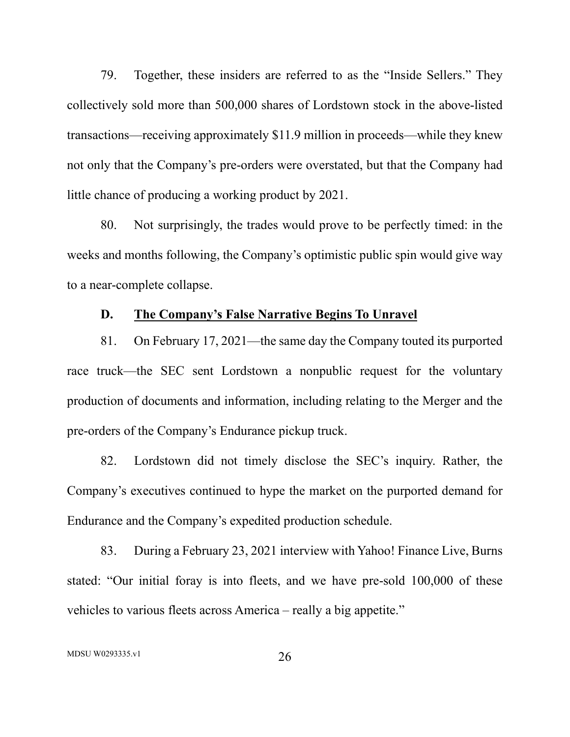79. Together, these insiders are referred to as the "Inside Sellers." They collectively sold more than 500,000 shares of Lordstown stock in the above-listed transactions—receiving approximately $11.9 million in proceeds—while they knew not only that the Company's pre-orders were overstated, but that the Company had little chance of producing a working product by 2021.

80. Not surprisingly, the trades would prove to be perfectly timed: in the weeks and months following, the Company's optimistic public spin would give way to a near-complete collapse.

### D. <u>The Company's False Narrative Begins To Unravel</u>

81. On February 17, 2021—the same day the Company touted its purported race truck—the SEC sent Lordstown a nonpublic request for the voluntary production of documents and information, including relating to the Merger and the pre-orders of the Company's Endurance pickup truck.

82. Lordstown did not timely disclose the SEC's inquiry. Rather, the Company's executives continued to hype the market on the purported demand for Endurance and the Company's expedited production schedule.

83. During a February 23, 2021 interview with Yahoo! Finance Live, Burns stated: "Our initial foray is into fleets, and we have pre-sold 100,000 of these vehicles to various fleets across America – really a big appetite."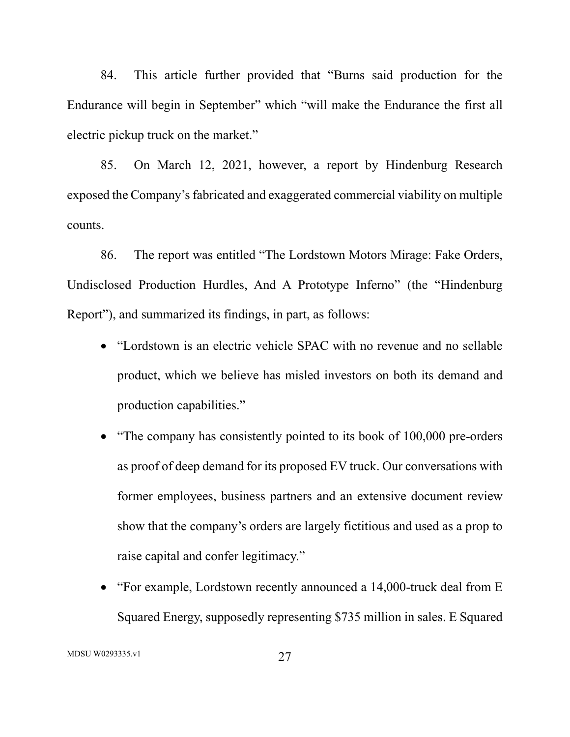84. This article further provided that "Burns said production for the Endurance will begin in September" which "will make the Endurance the first all electric pickup truck on the market."

85. On March 12, 2021, however, a report by Hindenburg Research exposed the Company's fabricated and exaggerated commercial viability on multiple counts.

86. The report was entitled "The Lordstown Motors Mirage: Fake Orders, Undisclosed Production Hurdles, And A Prototype Inferno" (the "Hindenburg Report"), and summarized its findings, in part, as follows:

- "Lordstown is an electric vehicle SPAC with no revenue and no sellable product, which we believe has misled investors on both its demand and production capabilities."
- "The company has consistently pointed to its book of 100,000 pre-orders as proof of deep demand for its proposed EV truck. Our conversations with former employees, business partners and an extensive document review show that the company's orders are largely fictitious and used as a prop to raise capital and confer legitimacy."
- "For example, Lordstown recently announced a 14,000-truck deal from E Squared Energy, supposedly representing $735 million in sales. E Squared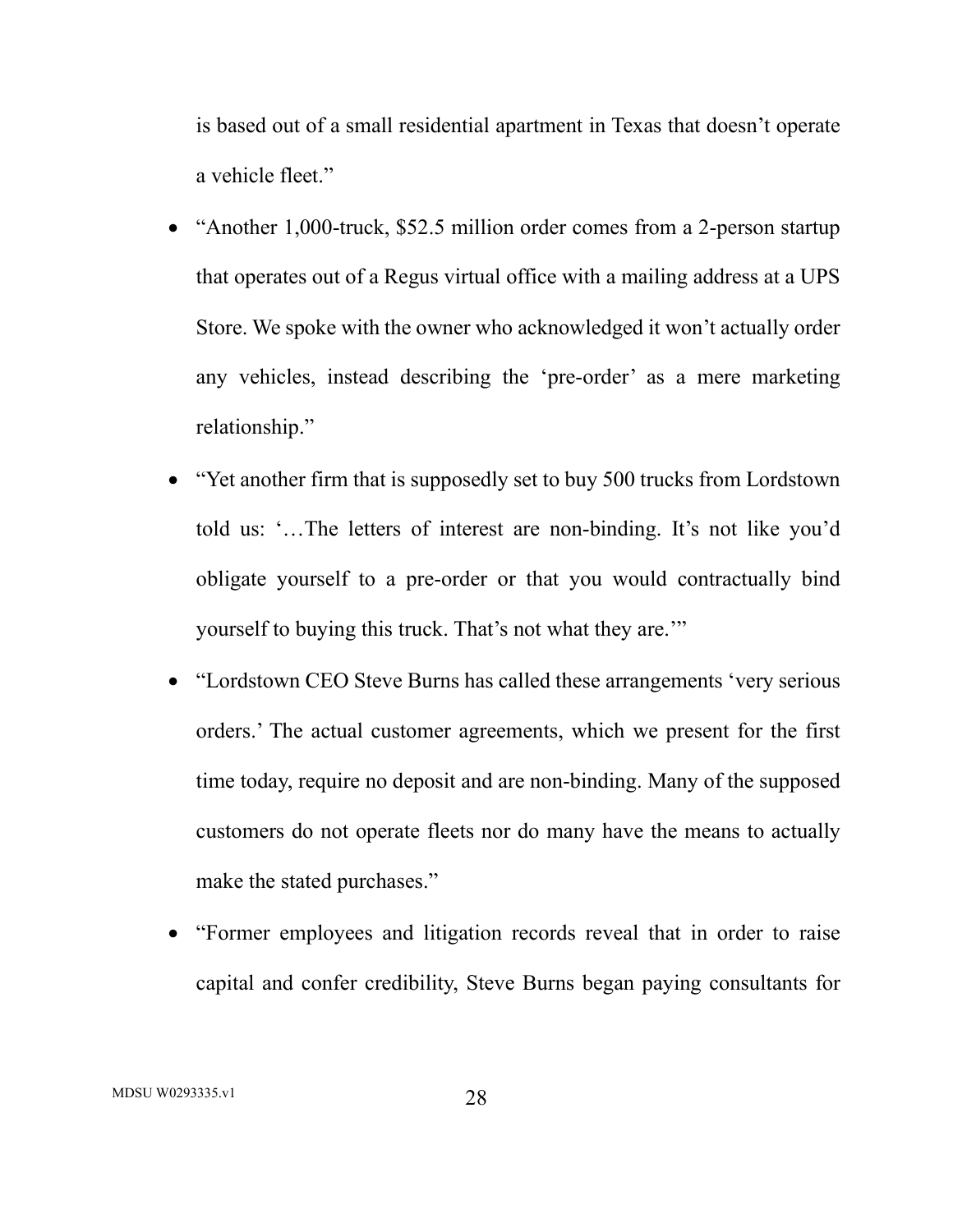is based out of a small residential apartment in Texas that doesn't operate a vehicle fleet."

- "Another 1,000-truck, $52.5 million order comes from a 2-person startup that operates out of a Regus virtual office with a mailing address at a UPS Store. We spoke with the owner who acknowledged it won't actually order any vehicles, instead describing the 'pre-order' as a mere marketing relationship."
- "Yet another firm that is supposedly set to buy 500 trucks from Lordstown told us: '…The letters of interest are non-binding. It's not like you'd obligate yourself to a pre-order or that you would contractually bind yourself to buying this truck. That's not what they are.'"
- "Lordstown CEO Steve Burns has called these arrangements 'very serious orders.' The actual customer agreements, which we present for the first time today, require no deposit and are non-binding. Many of the supposed customers do not operate fleets nor do many have the means to actually make the stated purchases."
- "Former employees and litigation records reveal that in order to raise capital and confer credibility, Steve Burns began paying consultants for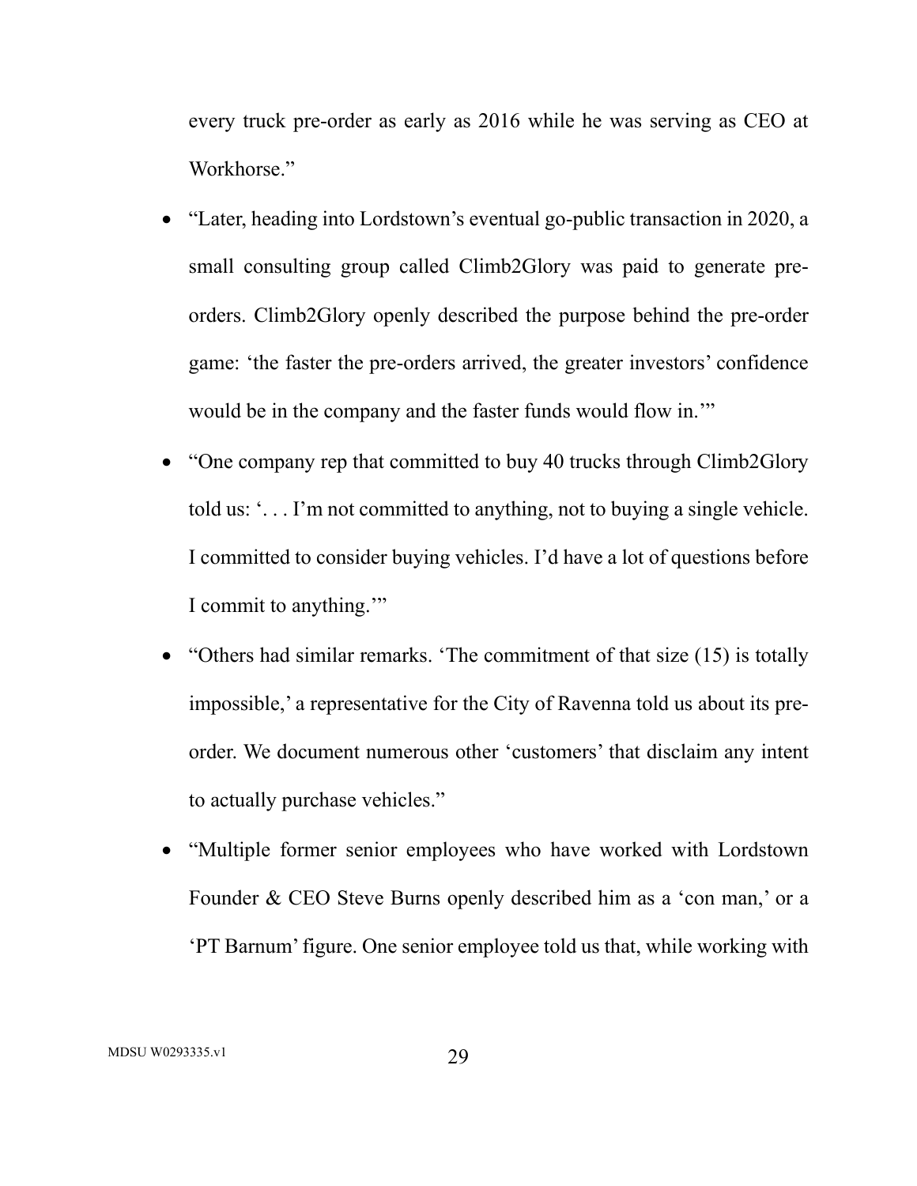every truck pre-order as early as 2016 while he was serving as CEO at Workhorse."

- "Later, heading into Lordstown's eventual go-public transaction in 2020, a small consulting group called Climb2Glory was paid to generate pre-orders. Climb2Glory openly described the purpose behind the pre-order game: 'the faster the pre-orders arrived, the greater investors' confidence would be in the company and the faster funds would flow in.'"
- "One company rep that committed to buy 40 trucks through Climb2Glory told us: '. . . I'm not committed to anything, not to buying a single vehicle. I committed to consider buying vehicles. I'd have a lot of questions before I commit to anything.'"
- "Others had similar remarks. 'The commitment of that size (15) is totally impossible,' a representative for the City of Ravenna told us about its pre-order. We document numerous other 'customers' that disclaim any intent to actually purchase vehicles."
- "Multiple former senior employees who have worked with Lordstown Founder & CEO Steve Burns openly described him as a 'con man,' or a 'PT Barnum' figure. One senior employee told us that, while working with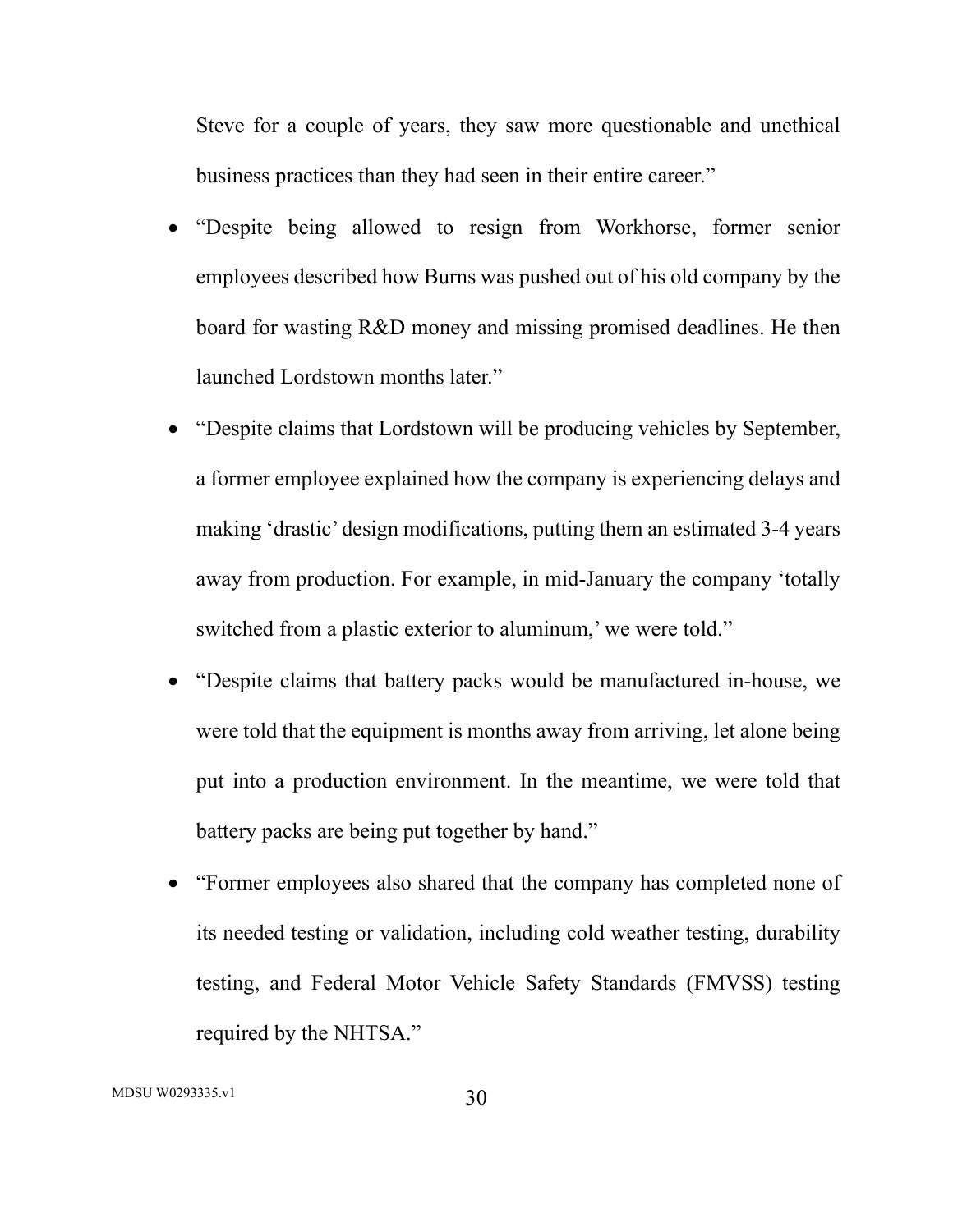Steve for a couple of years, they saw more questionable and unethical business practices than they had seen in their entire career."

- "Despite being allowed to resign from Workhorse, former senior employees described how Burns was pushed out of his old company by the board for wasting R&D money and missing promised deadlines. He then launched Lordstown months later."
- "Despite claims that Lordstown will be producing vehicles by September, a former employee explained how the company is experiencing delays and making 'drastic' design modifications, putting them an estimated 3-4 years away from production. For example, in mid-January the company 'totally switched from a plastic exterior to aluminum,' we were told."
- "Despite claims that battery packs would be manufactured in-house, we were told that the equipment is months away from arriving, let alone being put into a production environment. In the meantime, we were told that battery packs are being put together by hand."
- "Former employees also shared that the company has completed none of its needed testing or validation, including cold weather testing, durability testing, and Federal Motor Vehicle Safety Standards (FMVSS) testing required by the NHTSA."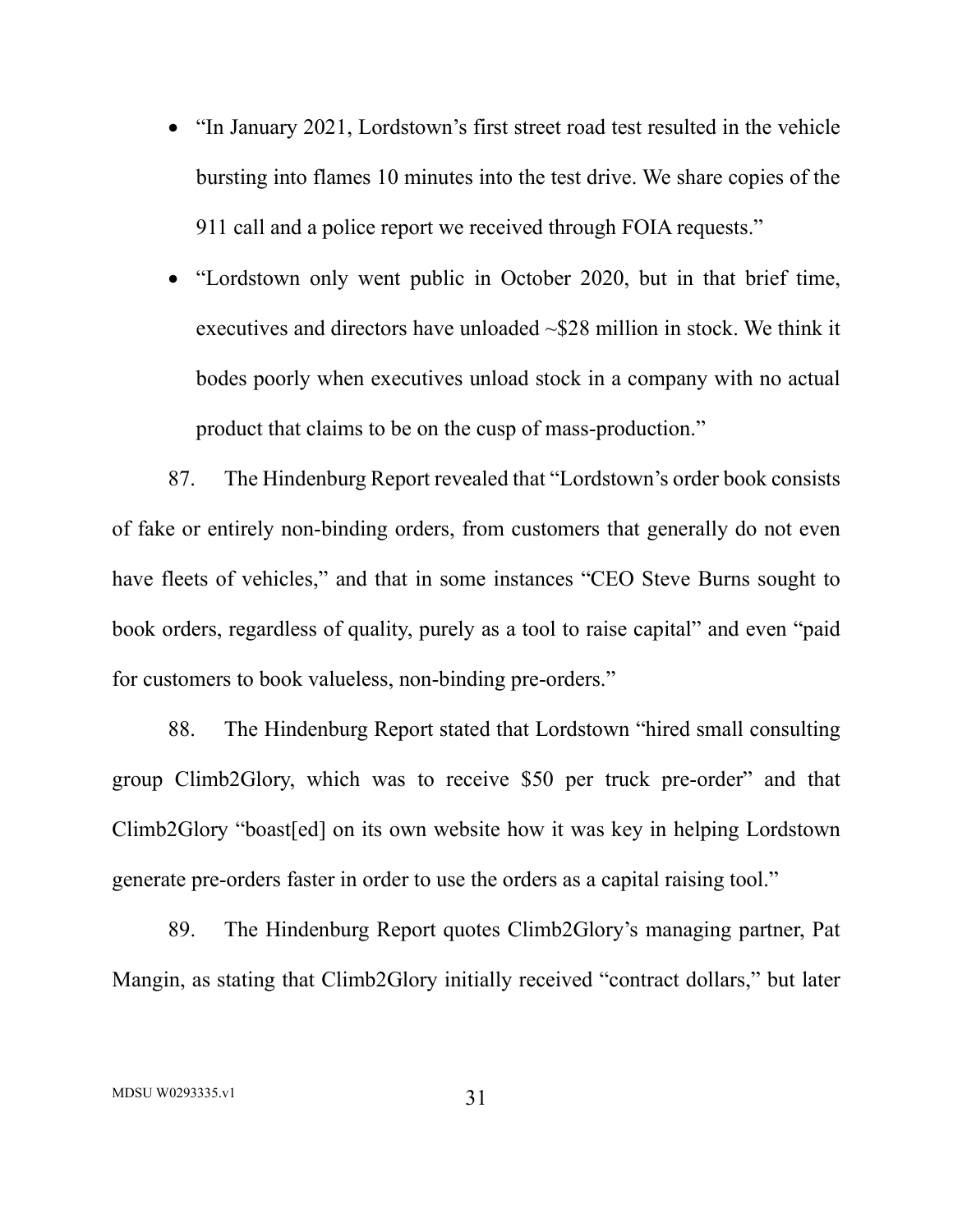- "In January 2021, Lordstown's first street road test resulted in the vehicle bursting into flames 10 minutes into the test drive. We share copies of the 911 call and a police report we received through FOIA requests."
- "Lordstown only went public in October 2020, but in that brief time, executives and directors have unloaded ~$28 million in stock. We think it bodes poorly when executives unload stock in a company with no actual product that claims to be on the cusp of mass-production."

87. The Hindenburg Report revealed that "Lordstown's order book consists of fake or entirely non-binding orders, from customers that generally do not even have fleets of vehicles," and that in some instances "CEO Steve Burns sought to book orders, regardless of quality, purely as a tool to raise capital" and even "paid for customers to book valueless, non-binding pre-orders."

88. The Hindenburg Report stated that Lordstown "hired small consulting group Climb2Glory, which was to receive $50 per truck pre-order" and that Climb2Glory "boast[ed] on its own website how it was key in helping Lordstown generate pre-orders faster in order to use the orders as a capital raising tool."

89. The Hindenburg Report quotes Climb2Glory's managing partner, Pat Mangin, as stating that Climb2Glory initially received "contract dollars," but later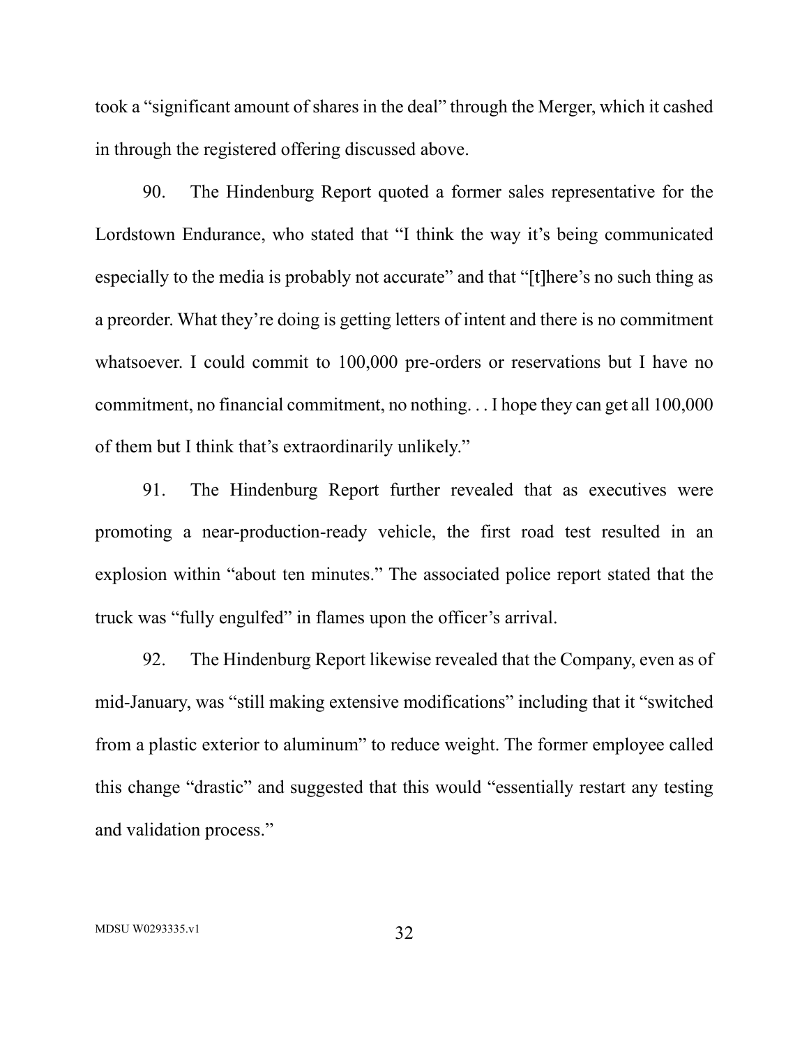took a "significant amount of shares in the deal" through the Merger, which it cashed in through the registered offering discussed above.

90. The Hindenburg Report quoted a former sales representative for the Lordstown Endurance, who stated that "I think the way it's being communicated especially to the media is probably not accurate" and that "[t]here's no such thing as a preorder. What they're doing is getting letters of intent and there is no commitment whatsoever. I could commit to 100,000 pre-orders or reservations but I have no commitment, no financial commitment, no nothing. . . I hope they can get all 100,000 of them but I think that's extraordinarily unlikely."

91. The Hindenburg Report further revealed that as executives were promoting a near-production-ready vehicle, the first road test resulted in an explosion within "about ten minutes." The associated police report stated that the truck was "fully engulfed" in flames upon the officer's arrival.

92. The Hindenburg Report likewise revealed that the Company, even as of mid-January, was "still making extensive modifications" including that it "switched from a plastic exterior to aluminum" to reduce weight. The former employee called this change "drastic" and suggested that this would "essentially restart any testing and validation process."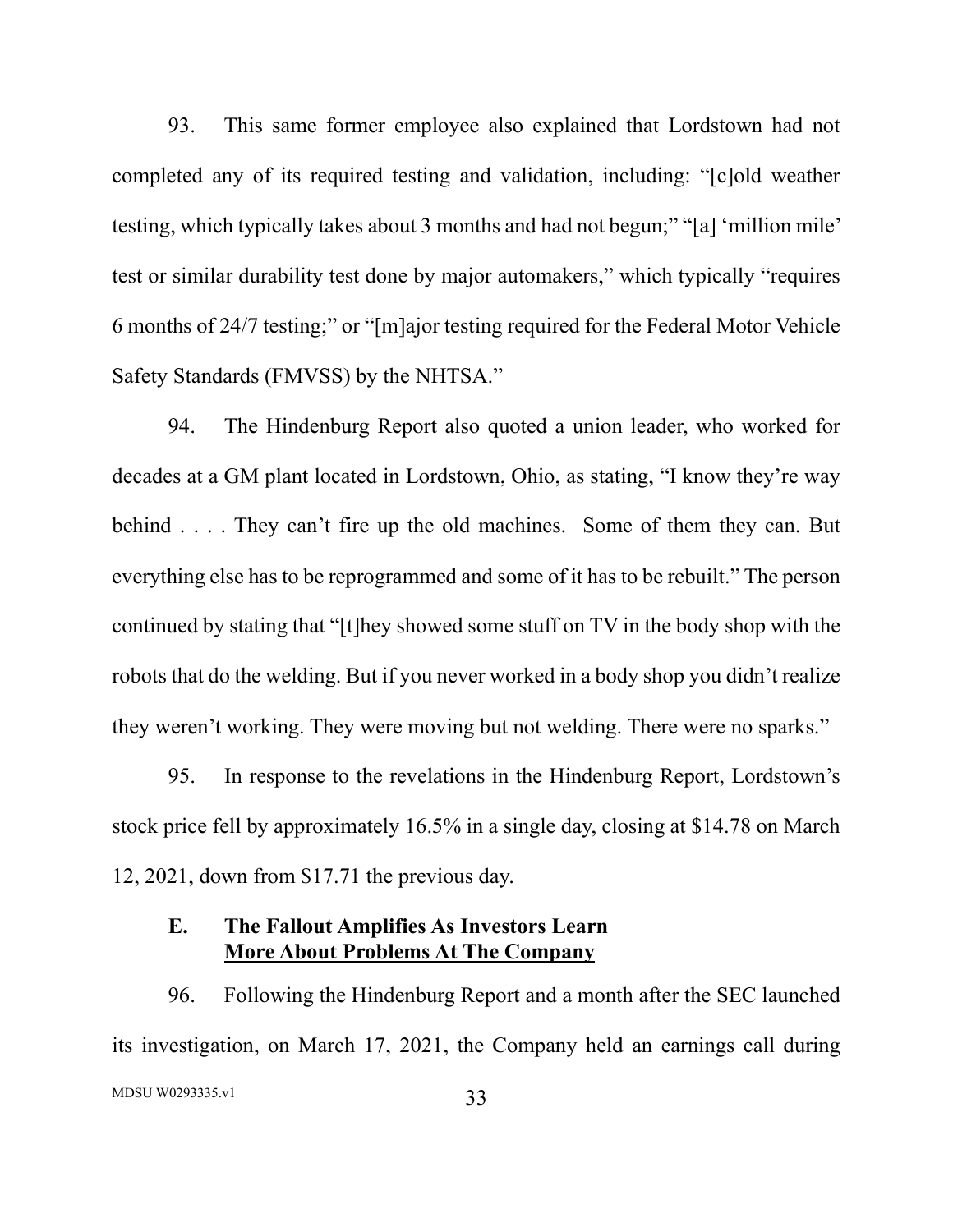93. This same former employee also explained that Lordstown had not completed any of its required testing and validation, including: "[c]old weather testing, which typically takes about 3 months and had not begun;" "[a] 'million mile' test or similar durability test done by major automakers," which typically "requires 6 months of 24/7 testing;" or "[m]ajor testing required for the Federal Motor Vehicle Safety Standards (FMVSS) by the NHTSA."

94. The Hindenburg Report also quoted a union leader, who worked for decades at a GM plant located in Lordstown, Ohio, as stating, "I know they're way behind . . . . They can't fire up the old machines. Some of them they can. But everything else has to be reprogrammed and some of it has to be rebuilt." The person continued by stating that "[t]hey showed some stuff on TV in the body shop with the robots that do the welding. But if you never worked in a body shop you didn't realize they weren't working. They were moving but not welding. There were no sparks."

95. In response to the revelations in the Hindenburg Report, Lordstown's stock price fell by approximately 16.5% in a single day, closing at $14.78 on March 12, 2021, down from $17.71 the previous day.

### E. The Fallout Amplifies As Investors Learn <u>More About Problems At The Company</u>

96. Following the Hindenburg Report and a month after the SEC launched its investigation, on March 17, 2021, the Company held an earnings call during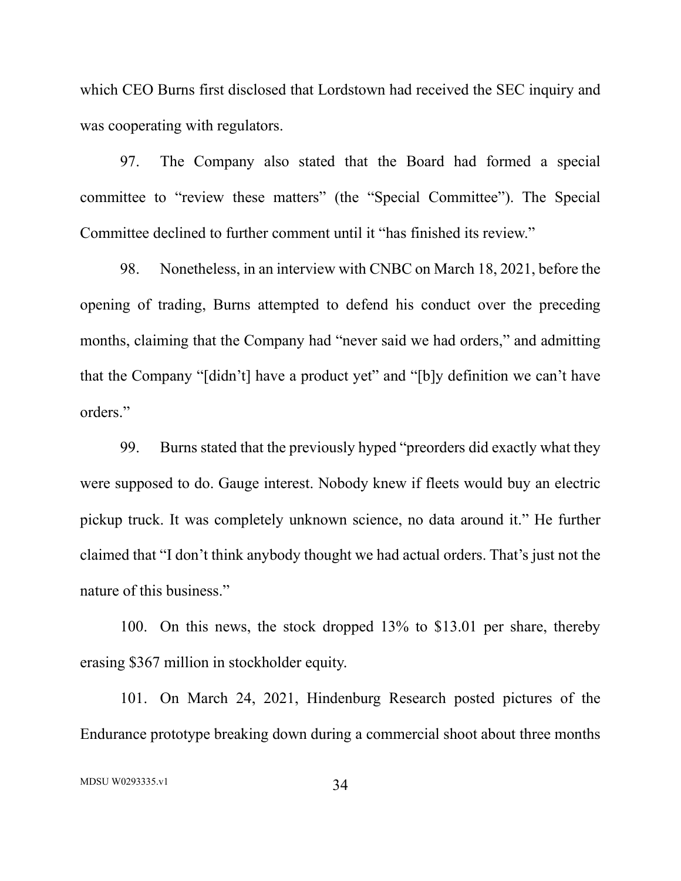which CEO Burns first disclosed that Lordstown had received the SEC inquiry and was cooperating with regulators.

97. The Company also stated that the Board had formed a special committee to "review these matters" (the "Special Committee"). The Special Committee declined to further comment until it "has finished its review."

98. Nonetheless, in an interview with CNBC on March 18, 2021, before the opening of trading, Burns attempted to defend his conduct over the preceding months, claiming that the Company had "never said we had orders," and admitting that the Company "[didn't] have a product yet" and "[b]y definition we can't have orders."

99. Burns stated that the previously hyped "preorders did exactly what they were supposed to do. Gauge interest. Nobody knew if fleets would buy an electric pickup truck. It was completely unknown science, no data around it." He further claimed that "I don't think anybody thought we had actual orders. That's just not the nature of this business."

100. On this news, the stock dropped 13% to $13.01 per share, thereby erasing $367 million in stockholder equity.

101. On March 24, 2021, Hindenburg Research posted pictures of the Endurance prototype breaking down during a commercial shoot about three months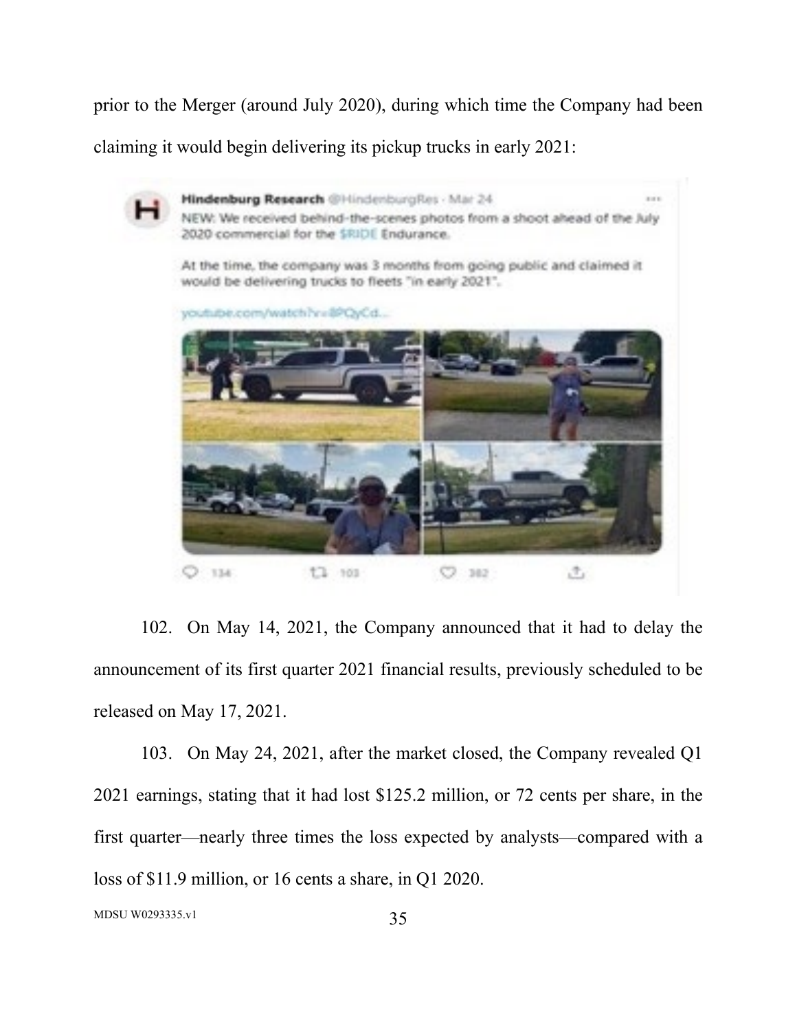prior to the Merger (around July 2020), during which time the Company had been claiming it would begin delivering its pickup trucks in early 2021:

Hindenburg Research @HindenburgRes · Mar 24
NEW: We received behind-the-scenes photos from a shoot ahead of the July 2020 commercial for the $RIDE Endurance.

At the time, the company was 3 months from going public and claimed it would be delivering trucks to fleets "in early 2021".

youtube.com/watch?v=8PQyCd...

102. On May 14, 2021, the Company announced that it had to delay the announcement of its first quarter 2021 financial results, previously scheduled to be released on May 17, 2021.

103. On May 24, 2021, after the market closed, the Company revealed Q1 2021 earnings, stating that it had lost $125.2 million, or 72 cents per share, in the first quarter—nearly three times the loss expected by analysts—compared with a loss of $11.9 million, or 16 cents a share, in Q1 2020.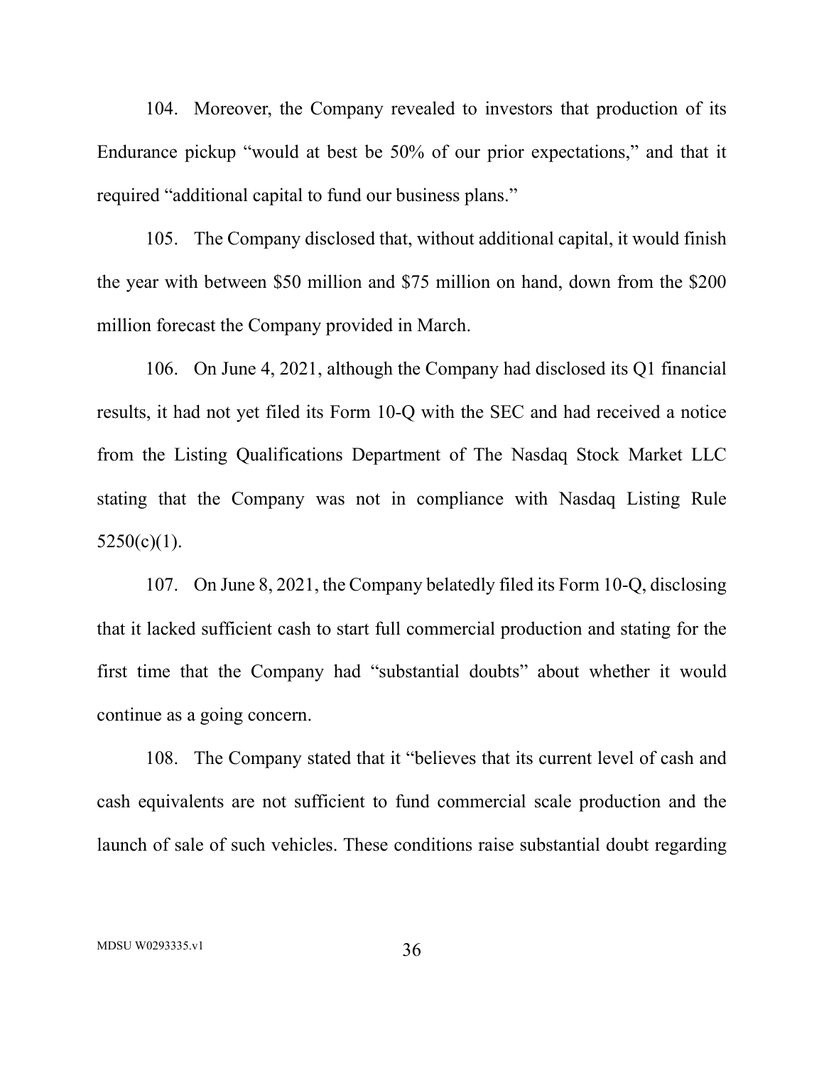104. Moreover, the Company revealed to investors that production of its Endurance pickup "would at best be 50% of our prior expectations," and that it required "additional capital to fund our business plans."

105. The Company disclosed that, without additional capital, it would finish the year with between $50 million and $75 million on hand, down from the $200 million forecast the Company provided in March.

106. On June 4, 2021, although the Company had disclosed its Q1 financial results, it had not yet filed its Form 10-Q with the SEC and had received a notice from the Listing Qualifications Department of The Nasdaq Stock Market LLC stating that the Company was not in compliance with Nasdaq Listing Rule 5250(c)(1).

107. On June 8, 2021, the Company belatedly filed its Form 10-Q, disclosing that it lacked sufficient cash to start full commercial production and stating for the first time that the Company had "substantial doubts" about whether it would continue as a going concern.

108. The Company stated that it "believes that its current level of cash and cash equivalents are not sufficient to fund commercial scale production and the launch of sale of such vehicles. These conditions raise substantial doubt regarding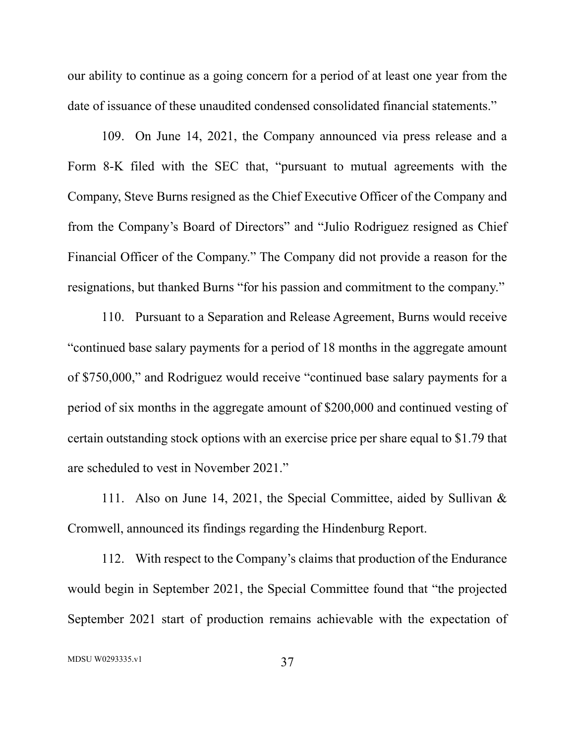our ability to continue as a going concern for a period of at least one year from the date of issuance of these unaudited condensed consolidated financial statements."

109. On June 14, 2021, the Company announced via press release and a Form 8-K filed with the SEC that, "pursuant to mutual agreements with the Company, Steve Burns resigned as the Chief Executive Officer of the Company and from the Company's Board of Directors" and "Julio Rodriguez resigned as Chief Financial Officer of the Company." The Company did not provide a reason for the resignations, but thanked Burns "for his passion and commitment to the company."

110. Pursuant to a Separation and Release Agreement, Burns would receive "continued base salary payments for a period of 18 months in the aggregate amount of $750,000," and Rodriguez would receive "continued base salary payments for a period of six months in the aggregate amount of $200,000 and continued vesting of certain outstanding stock options with an exercise price per share equal to $1.79 that are scheduled to vest in November 2021."

111. Also on June 14, 2021, the Special Committee, aided by Sullivan & Cromwell, announced its findings regarding the Hindenburg Report.

112. With respect to the Company's claims that production of the Endurance would begin in September 2021, the Special Committee found that "the projected September 2021 start of production remains achievable with the expectation of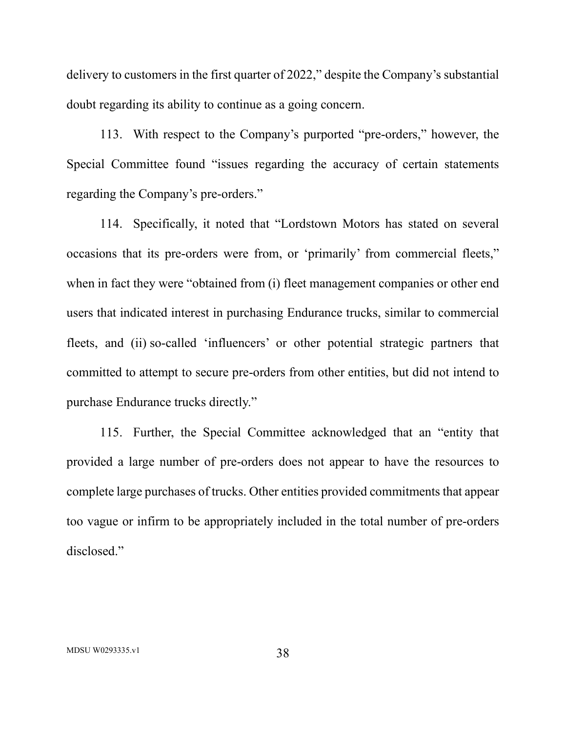delivery to customers in the first quarter of 2022," despite the Company's substantial doubt regarding its ability to continue as a going concern.

113. With respect to the Company's purported "pre-orders," however, the Special Committee found "issues regarding the accuracy of certain statements regarding the Company's pre-orders."

114. Specifically, it noted that "Lordstown Motors has stated on several occasions that its pre-orders were from, or 'primarily' from commercial fleets," when in fact they were "obtained from (i) fleet management companies or other end users that indicated interest in purchasing Endurance trucks, similar to commercial fleets, and (ii) so-called 'influencers' or other potential strategic partners that committed to attempt to secure pre-orders from other entities, but did not intend to purchase Endurance trucks directly."

115. Further, the Special Committee acknowledged that an "entity that provided a large number of pre-orders does not appear to have the resources to complete large purchases of trucks. Other entities provided commitments that appear too vague or infirm to be appropriately included in the total number of pre-orders disclosed."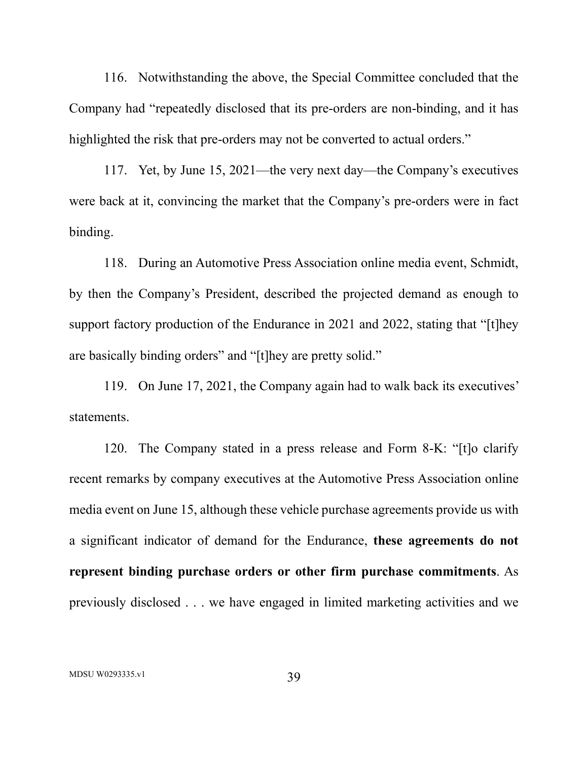116. Notwithstanding the above, the Special Committee concluded that the Company had "repeatedly disclosed that its pre-orders are non-binding, and it has highlighted the risk that pre-orders may not be converted to actual orders."

117. Yet, by June 15, 2021—the very next day—the Company's executives were back at it, convincing the market that the Company's pre-orders were in fact binding.

118. During an Automotive Press Association online media event, Schmidt, by then the Company's President, described the projected demand as enough to support factory production of the Endurance in 2021 and 2022, stating that "[t]hey are basically binding orders" and "[t]hey are pretty solid."

119. On June 17, 2021, the Company again had to walk back its executives' statements.

120. The Company stated in a press release and Form 8-K: "[t]o clarify recent remarks by company executives at the Automotive Press Association online media event on June 15, although these vehicle purchase agreements provide us with a significant indicator of demand for the Endurance, **these agreements do not represent binding purchase orders or other firm purchase commitments**. As previously disclosed . . . we have engaged in limited marketing activities and we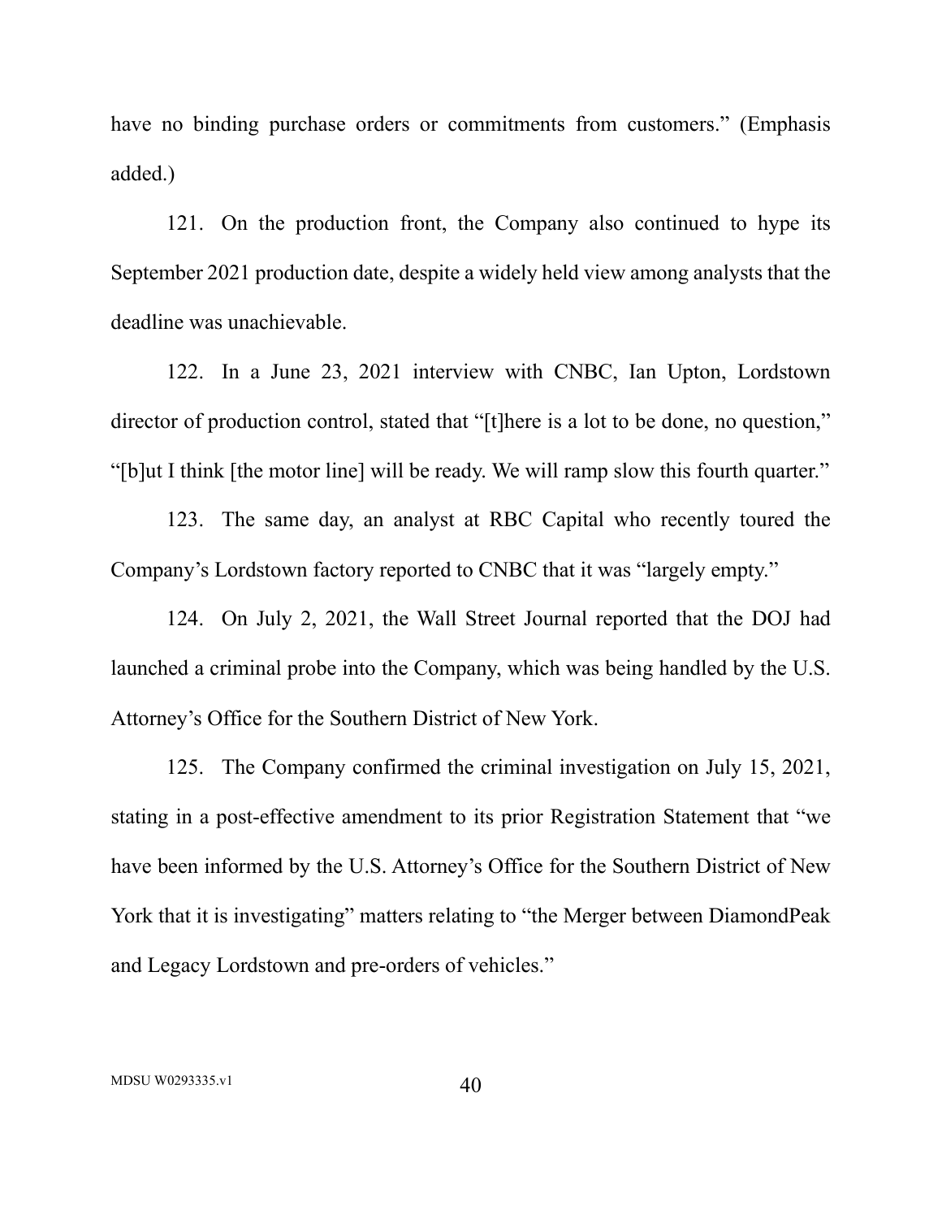have no binding purchase orders or commitments from customers." (Emphasis added.)

121. On the production front, the Company also continued to hype its September 2021 production date, despite a widely held view among analysts that the deadline was unachievable.

122. In a June 23, 2021 interview with CNBC, Ian Upton, Lordstown director of production control, stated that "[t]here is a lot to be done, no question," "[b]ut I think [the motor line] will be ready. We will ramp slow this fourth quarter."

123. The same day, an analyst at RBC Capital who recently toured the Company's Lordstown factory reported to CNBC that it was "largely empty."

124. On July 2, 2021, the Wall Street Journal reported that the DOJ had launched a criminal probe into the Company, which was being handled by the U.S. Attorney's Office for the Southern District of New York.

125. The Company confirmed the criminal investigation on July 15, 2021, stating in a post-effective amendment to its prior Registration Statement that "we have been informed by the U.S. Attorney's Office for the Southern District of New York that it is investigating" matters relating to "the Merger between DiamondPeak and Legacy Lordstown and pre-orders of vehicles."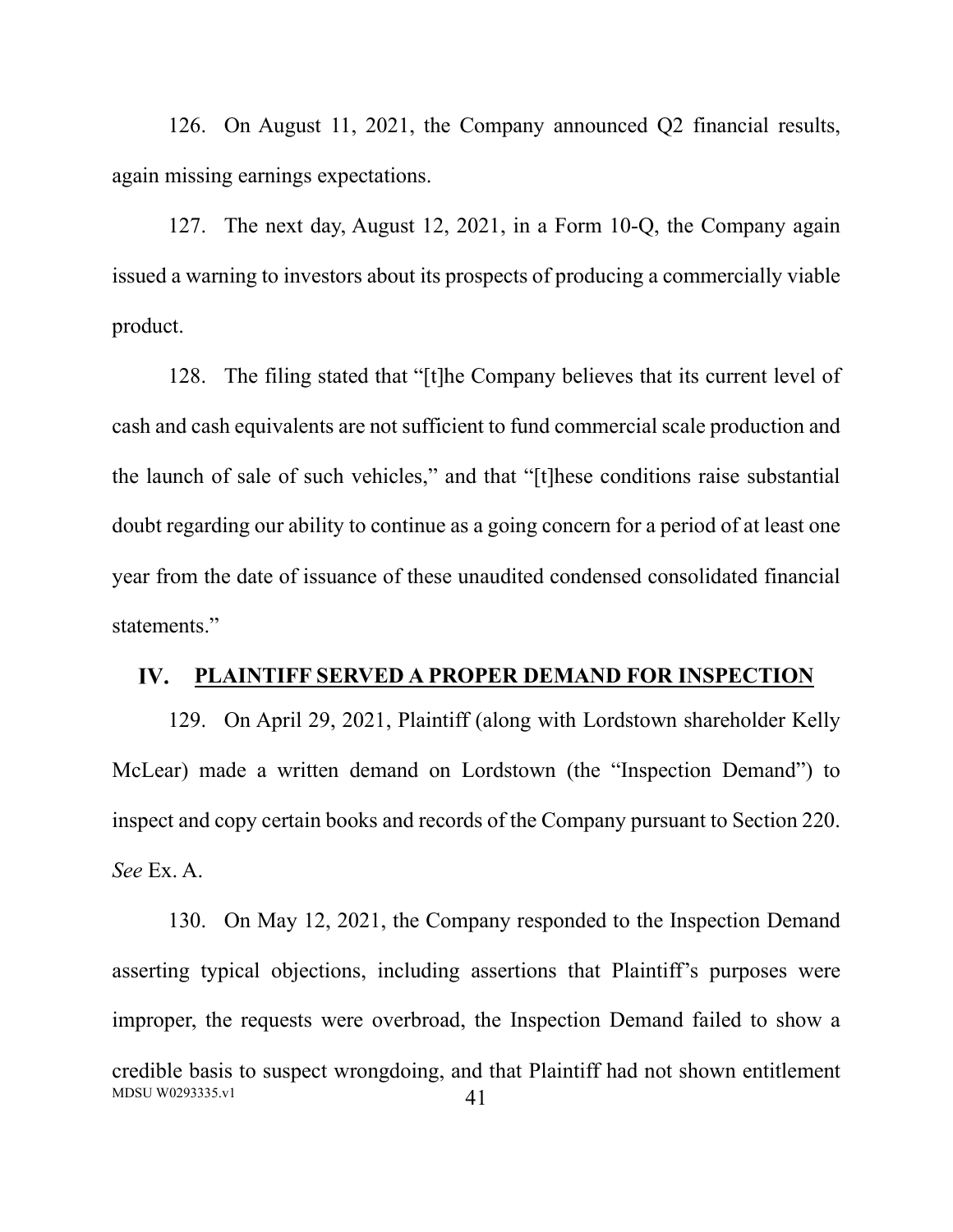126. On August 11, 2021, the Company announced Q2 financial results, again missing earnings expectations.

127. The next day, August 12, 2021, in a Form 10-Q, the Company again issued a warning to investors about its prospects of producing a commercially viable product.

128. The filing stated that "[t]he Company believes that its current level of cash and cash equivalents are not sufficient to fund commercial scale production and the launch of sale of such vehicles," and that "[t]hese conditions raise substantial doubt regarding our ability to continue as a going concern for a period of at least one year from the date of issuance of these unaudited condensed consolidated financial statements."

## IV. PLAINTIFF SERVED A PROPER DEMAND FOR INSPECTION

129. On April 29, 2021, Plaintiff (along with Lordstown shareholder Kelly McLear) made a written demand on Lordstown (the "Inspection Demand") to inspect and copy certain books and records of the Company pursuant to Section 220. *See* Ex. A.

130. On May 12, 2021, the Company responded to the Inspection Demand asserting typical objections, including assertions that Plaintiff's purposes were improper, the requests were overbroad, the Inspection Demand failed to show a credible basis to suspect wrongdoing, and that Plaintiff had not shown entitlement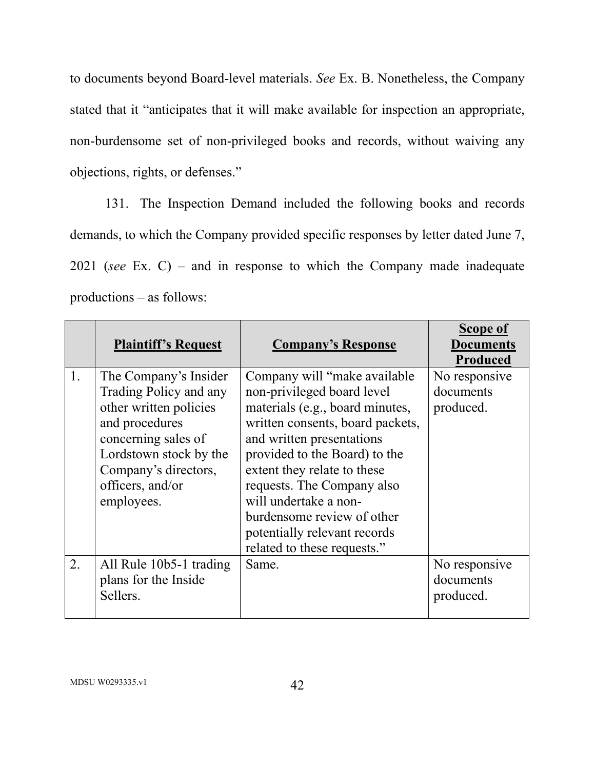to documents beyond Board-level materials. *See* Ex. B. Nonetheless, the Company stated that it "anticipates that it will make available for inspection an appropriate, non-burdensome set of non-privileged books and records, without waiving any objections, rights, or defenses."

131. The Inspection Demand included the following books and records demands, to which the Company provided specific responses by letter dated June 7, 2021 (*see* Ex. C) – and in response to which the Company made inadequate productions – as follows:

| | **Plaintiff's Request** | **Company's Response** | **Scope of Documents Produced** |
|---|---|---|---|
| 1. | The Company's Insider Trading Policy and any other written policies and procedures concerning sales of Lordstown stock by the Company's directors, officers, and/or employees. | Company will "make available non-privileged board level materials (e.g., board minutes, written consents, board packets, and written presentations provided to the Board) to the extent they relate to these requests. The Company also will undertake a non-burdensome review of other potentially relevant records related to these requests." | No responsive documents produced. |
| 2. | All Rule 10b5-1 trading plans for the Inside Sellers. | Same. | No responsive documents produced. |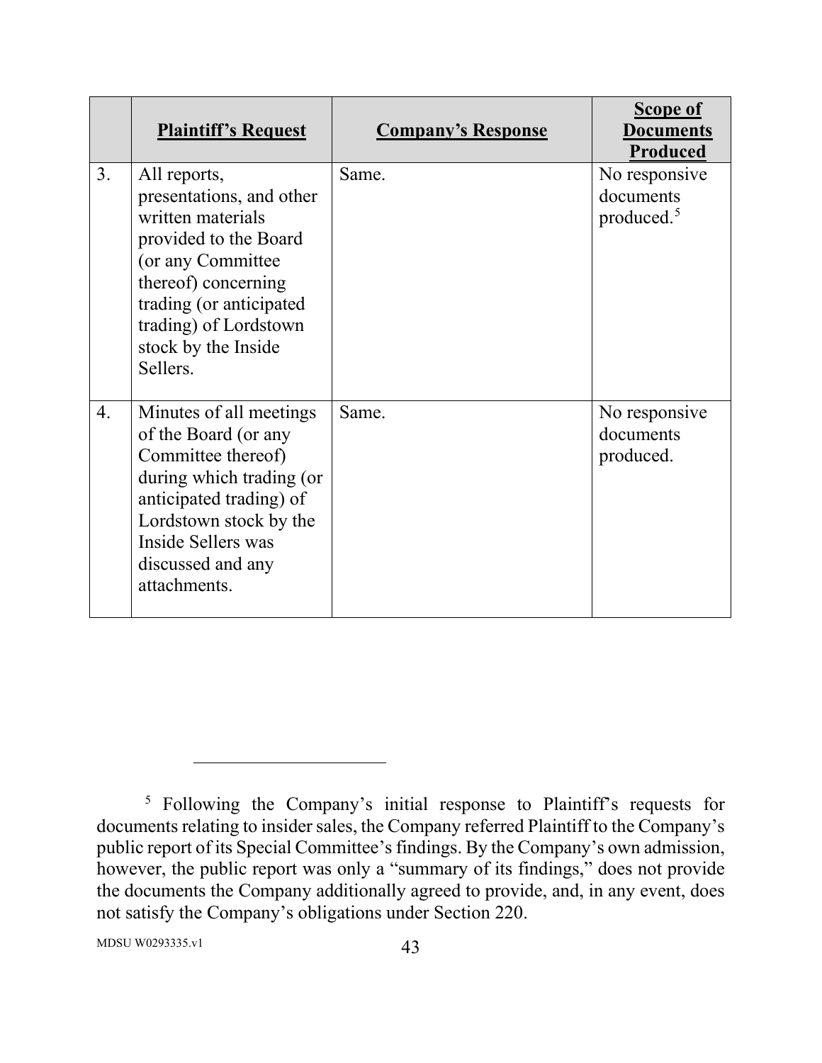| | **Plaintiff's Request** | **Company's Response** | **Scope of Documents Produced** |
|---|---|---|---|
| 3. | All reports, presentations, and other written materials provided to the Board (or any Committee thereof) concerning trading (or anticipated trading) of Lordstown stock by the Inside Sellers. | Same. | No responsive documents produced.[5] |
| 4. | Minutes of all meetings of the Board (or any Committee thereof) during which trading (or anticipated trading) of Lordstown stock by the Inside Sellers was discussed and any attachments. | Same. | No responsive documents produced. |

---

[5] Following the Company's initial response to Plaintiff's requests for documents relating to insider sales, the Company referred Plaintiff to the Company's public report of its Special Committee's findings. By the Company's own admission, however, the public report was only a "summary of its findings," does not provide the documents the Company additionally agreed to provide, and, in any event, does not satisfy the Company's obligations under Section 220.

MDSU W0293335.v1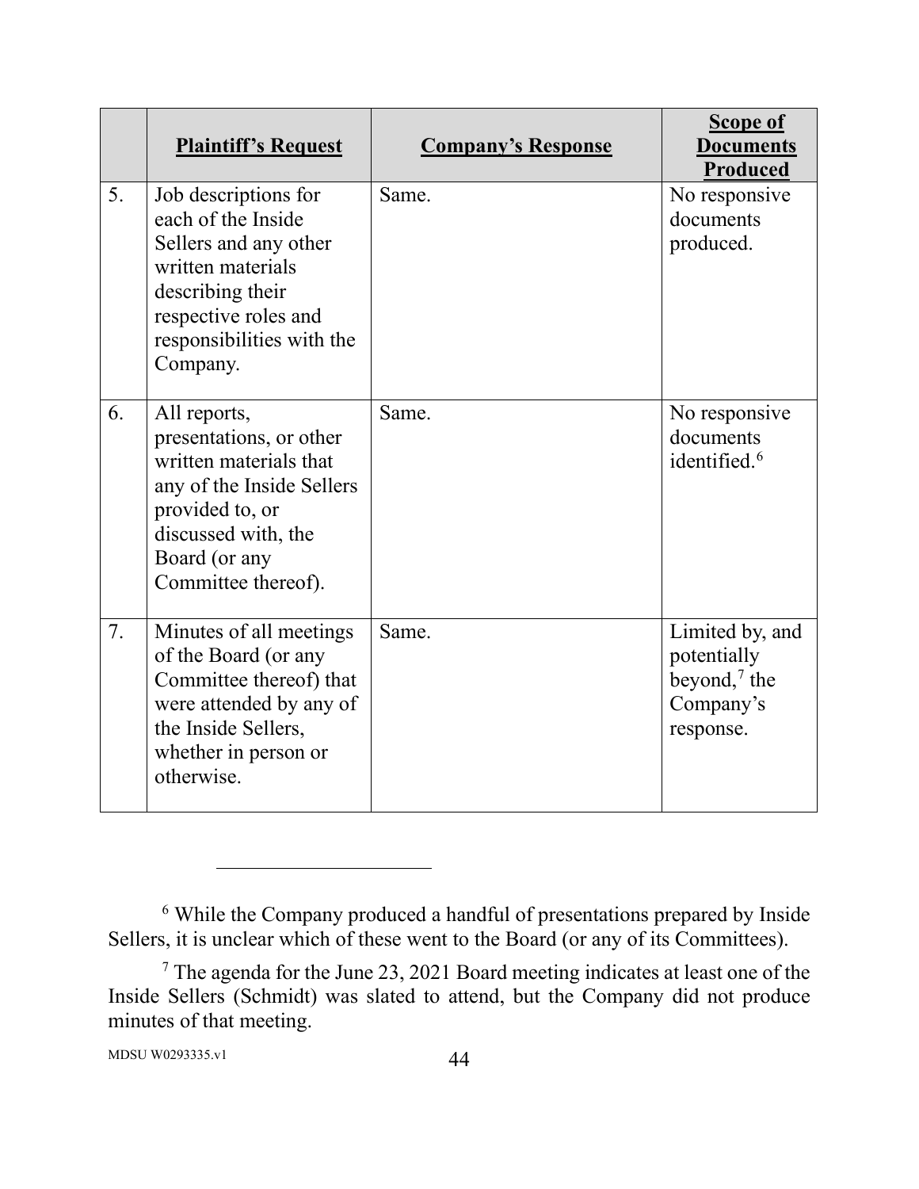| | Plaintiff's Request | Company's Response | Scope of Documents Produced |
|---|---|---|---|
| 5. | Job descriptions for each of the Inside Sellers and any other written materials describing their respective roles and responsibilities with the Company. | Same. | No responsive documents produced. |
| 6. | All reports, presentations, or other written materials that any of the Inside Sellers provided to, or discussed with, the Board (or any Committee thereof). | Same. | No responsive documents identified.[6] |
| 7. | Minutes of all meetings of the Board (or any Committee thereof) that were attended by any of the Inside Sellers, whether in person or otherwise. | Same. | Limited by, and potentially beyond,[7] the Company's response. |

---

[6] While the Company produced a handful of presentations prepared by Inside Sellers, it is unclear which of these went to the Board (or any of its Committees).

[7] The agenda for the June 23, 2021 Board meeting indicates at least one of the Inside Sellers (Schmidt) was slated to attend, but the Company did not produce minutes of that meeting.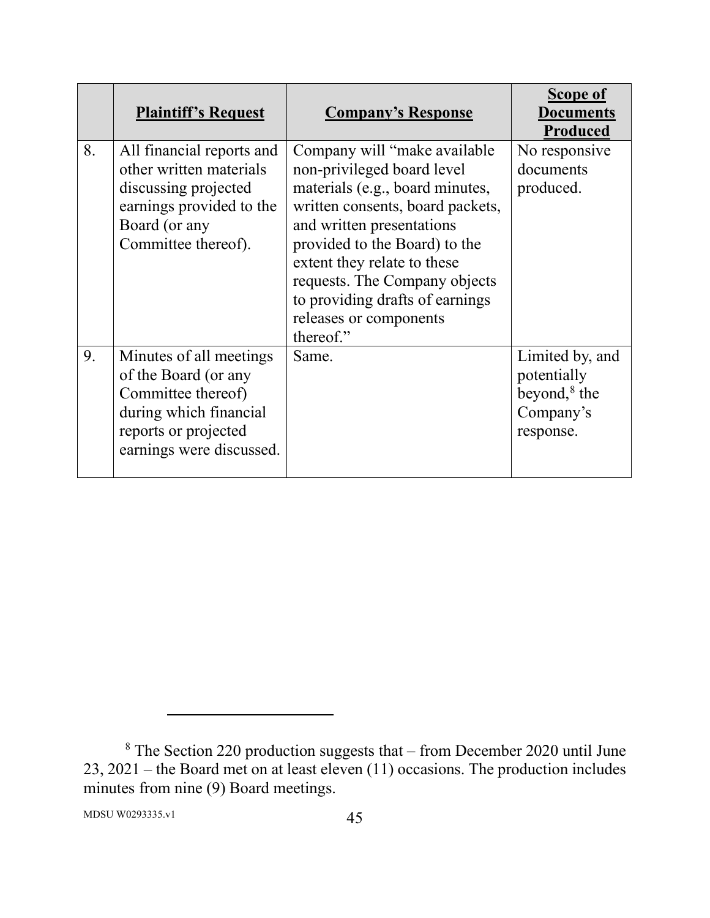| | **Plaintiff's Request** | **Company's Response** | **Scope of Documents Produced** |
|---|---|---|---|
| 8. | All financial reports and other written materials discussing projected earnings provided to the Board (or any Committee thereof). | Company will "make available non-privileged board level materials (e.g., board minutes, written consents, board packets, and written presentations provided to the Board) to the extent they relate to these requests. The Company objects to providing drafts of earnings releases or components thereof." | No responsive documents produced. |
| 9. | Minutes of all meetings of the Board (or any Committee thereof) during which financial reports or projected earnings were discussed. | Same. | Limited by, and potentially beyond,[8] the Company's response. |

[8] The Section 220 production suggests that – from December 2020 until June 23, 2021 – the Board met on at least eleven (11) occasions. The production includes minutes from nine (9) Board meetings.

MDSU W0293335.v1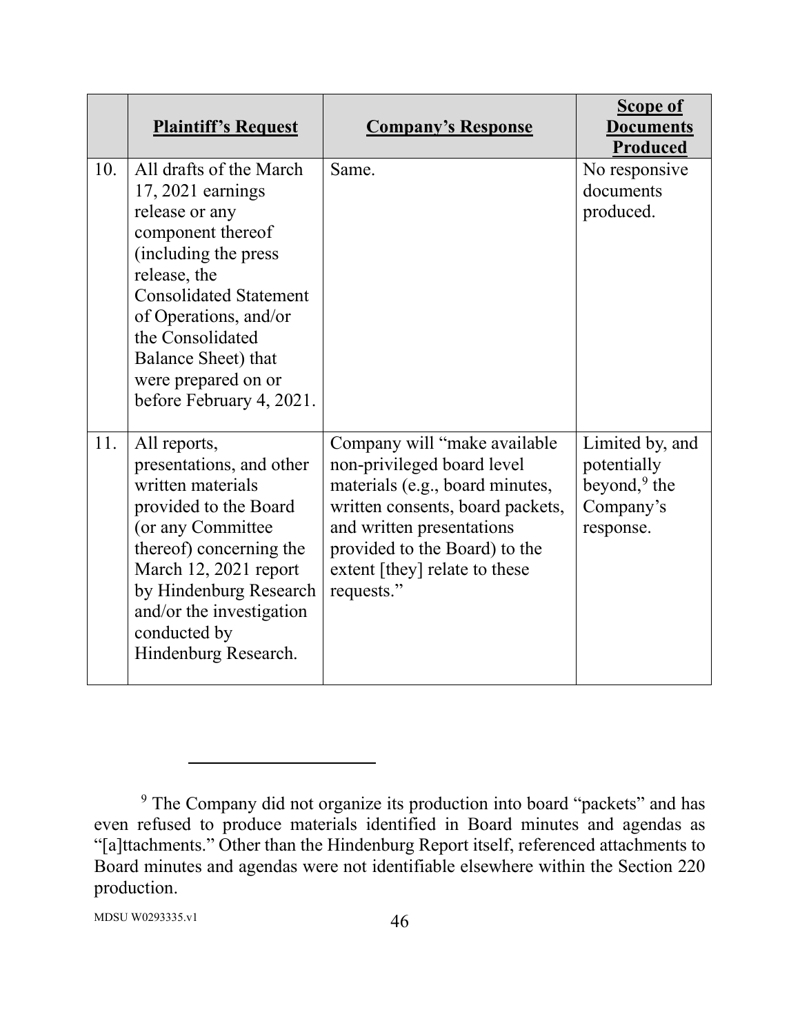| | Plaintiff's Request | Company's Response | Scope of Documents Produced |
|---|---|---|---|
| 10. | All drafts of the March 17, 2021 earnings release or any component thereof (including the press release, the Consolidated Statement of Operations, and/or the Consolidated Balance Sheet) that were prepared on or before February 4, 2021. | Same. | No responsive documents produced. |
| 11. | All reports, presentations, and other written materials provided to the Board (or any Committee thereof) concerning the March 12, 2021 report by Hindenburg Research and/or the investigation conducted by Hindenburg Research. | Company will "make available non-privileged board level materials (e.g., board minutes, written consents, board packets, and written presentations provided to the Board) to the extent [they] relate to these requests." | Limited by, and potentially beyond,[9] the Company's response. |

---

[9] The Company did not organize its production into board "packets" and has even refused to produce materials identified in Board minutes and agendas as "[a]ttachments." Other than the Hindenburg Report itself, referenced attachments to Board minutes and agendas were not identifiable elsewhere within the Section 220 production.

MDSU W0293335.v1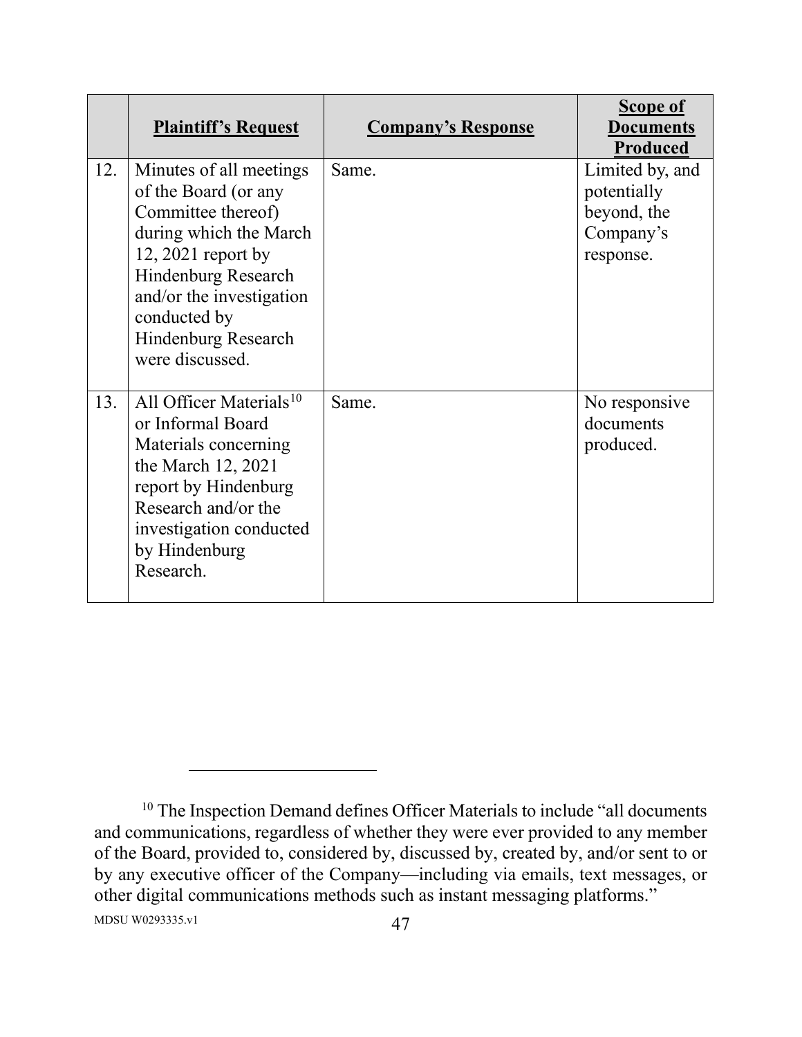| | Plaintiff's Request | Company's Response | Scope of Documents Produced |
|---|---|---|---|
| 12. | Minutes of all meetings of the Board (or any Committee thereof) during which the March 12, 2021 report by Hindenburg Research and/or the investigation conducted by Hindenburg Research were discussed. | Same. | Limited by, and potentially beyond, the Company's response. |
| 13. | All Officer Materials[10] or Informal Board Materials concerning the March 12, 2021 report by Hindenburg Research and/or the investigation conducted by Hindenburg Research. | Same. | No responsive documents produced. |

[10] The Inspection Demand defines Officer Materials to include "all documents and communications, regardless of whether they were ever provided to any member of the Board, provided to, considered by, discussed by, created by, and/or sent to or by any executive officer of the Company—including via emails, text messages, or other digital communications methods such as instant messaging platforms."

MDSU W0293335.v1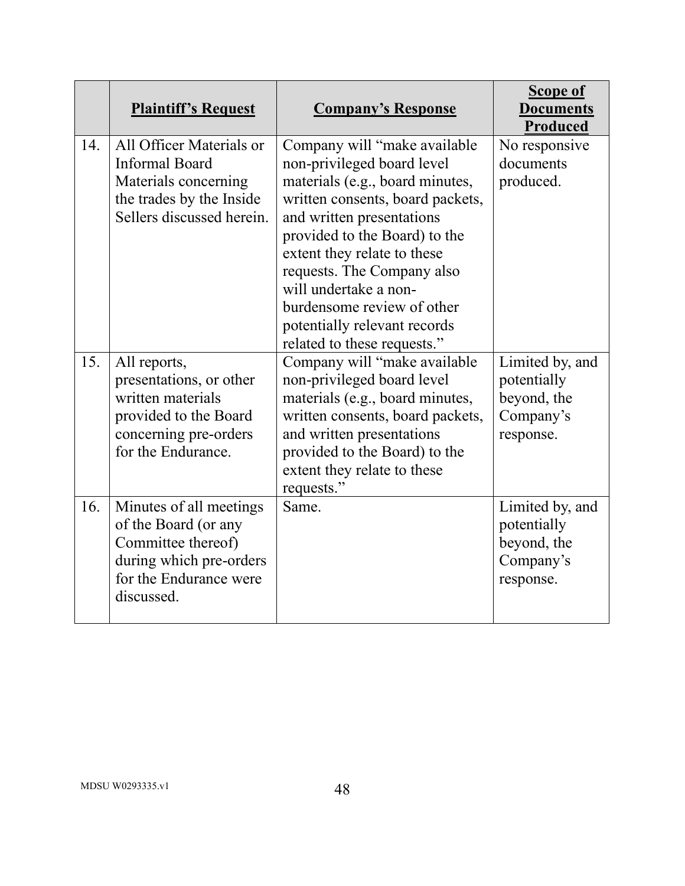| | **Plaintiff's Request** | **Company's Response** | **Scope of Documents Produced** |
|---|---|---|---|
| 14. | All Officer Materials or Informal Board Materials concerning the trades by the Inside Sellers discussed herein. | Company will "make available non-privileged board level materials (e.g., board minutes, written consents, board packets, and written presentations provided to the Board) to the extent they relate to these requests. The Company also will undertake a non-burdensome review of other potentially relevant records related to these requests." | No responsive documents produced. |
| 15. | All reports, presentations, or other written materials provided to the Board concerning pre-orders for the Endurance. | Company will "make available non-privileged board level materials (e.g., board minutes, written consents, board packets, and written presentations provided to the Board) to the extent they relate to these requests." | Limited by, and potentially beyond, the Company's response. |
| 16. | Minutes of all meetings of the Board (or any Committee thereof) during which pre-orders for the Endurance were discussed. | Same. | Limited by, and potentially beyond, the Company's response. |

MDSU W0293335.v1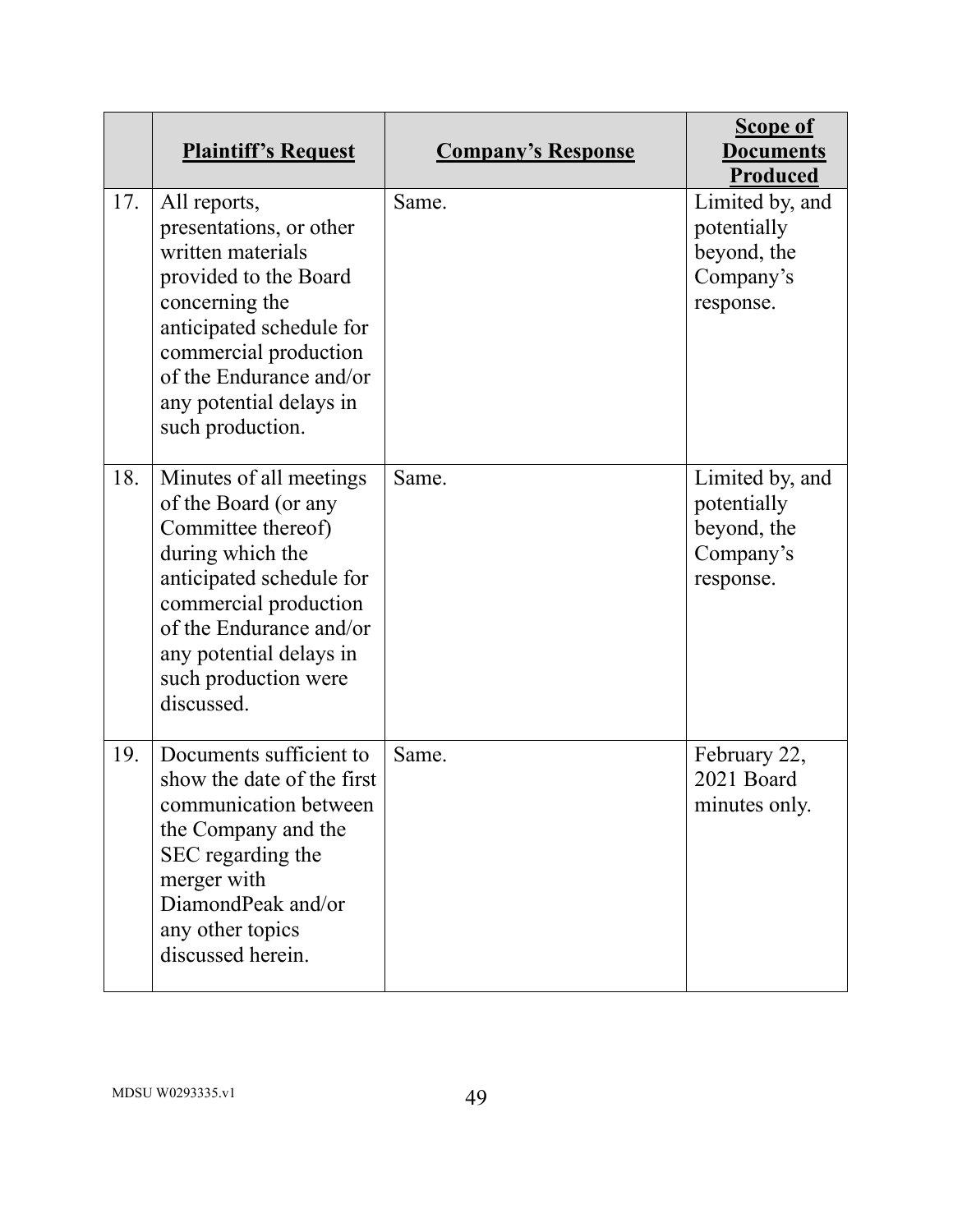| | **Plaintiff's Request** | **Company's Response** | **Scope of Documents Produced** |
|---|---|---|---|
| 17. | All reports, presentations, or other written materials provided to the Board concerning the anticipated schedule for commercial production of the Endurance and/or any potential delays in such production. | Same. | Limited by, and potentially beyond, the Company's response. |
| 18. | Minutes of all meetings of the Board (or any Committee thereof) during which the anticipated schedule for commercial production of the Endurance and/or any potential delays in such production were discussed. | Same. | Limited by, and potentially beyond, the Company's response. |
| 19. | Documents sufficient to show the date of the first communication between the Company and the SEC regarding the merger with DiamondPeak and/or any other topics discussed herein. | Same. | February 22, 2021 Board minutes only. |

MDSU W0293335.v1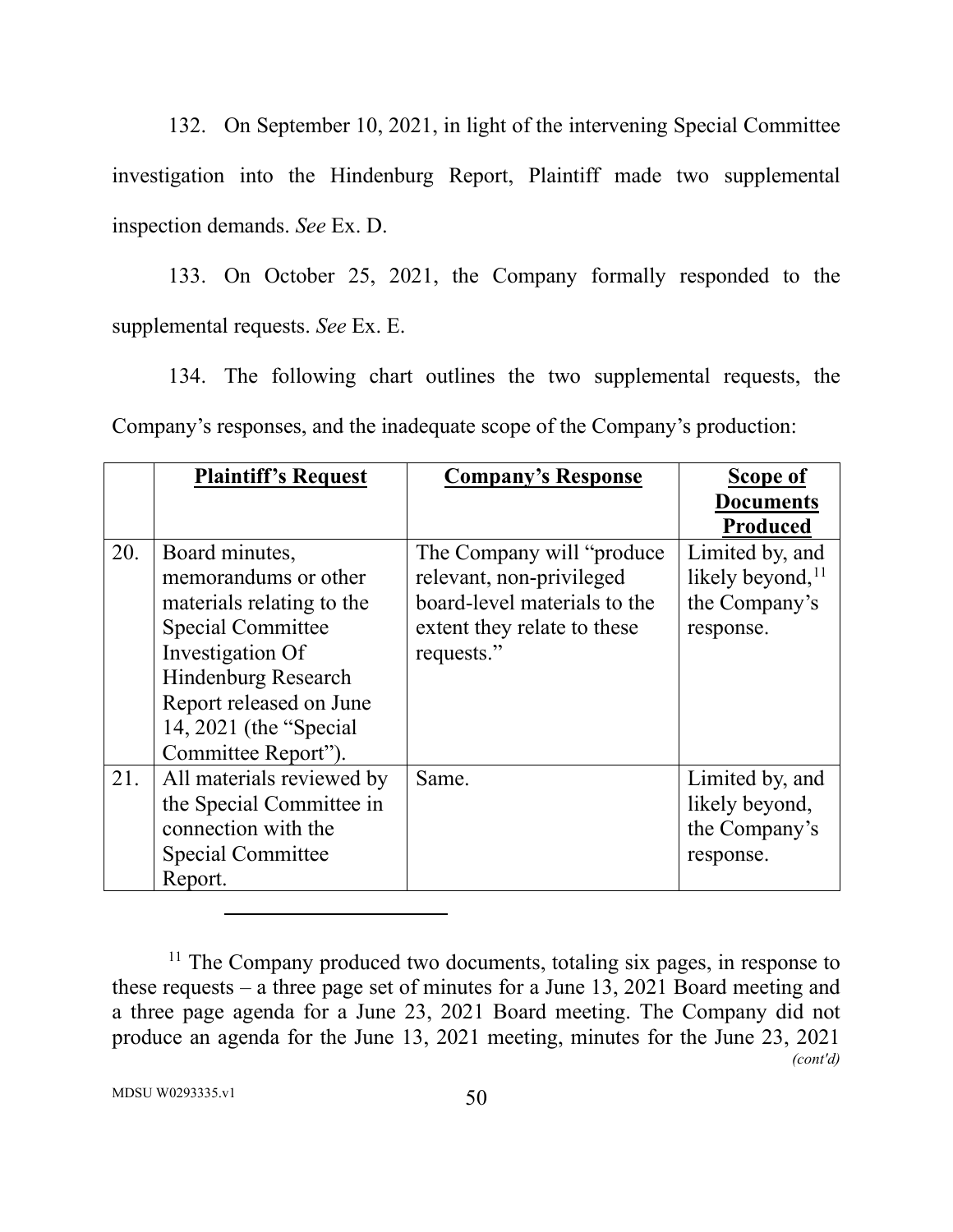132. On September 10, 2021, in light of the intervening Special Committee investigation into the Hindenburg Report, Plaintiff made two supplemental inspection demands. *See* Ex. D.

133. On October 25, 2021, the Company formally responded to the supplemental requests. *See* Ex. E.

134. The following chart outlines the two supplemental requests, the Company's responses, and the inadequate scope of the Company's production:

| | **Plaintiff's Request** | **Company's Response** | **Scope of Documents Produced** |
|---|---|---|---|
| 20. | Board minutes, memorandums or other materials relating to the Special Committee Investigation Of Hindenburg Research Report released on June 14, 2021 (the "Special Committee Report"). | The Company will "produce relevant, non-privileged board-level materials to the extent they relate to these requests." | Limited by, and likely beyond,[11] the Company's response. |
| 21. | All materials reviewed by the Special Committee in connection with the Special Committee Report. | Same. | Limited by, and likely beyond, the Company's response. |

---

[11] The Company produced two documents, totaling six pages, in response to these requests – a three page set of minutes for a June 13, 2021 Board meeting and a three page agenda for a June 23, 2021 Board meeting. The Company did not produce an agenda for the June 13, 2021 meeting, minutes for the June 23, 2021 *(cont'd)*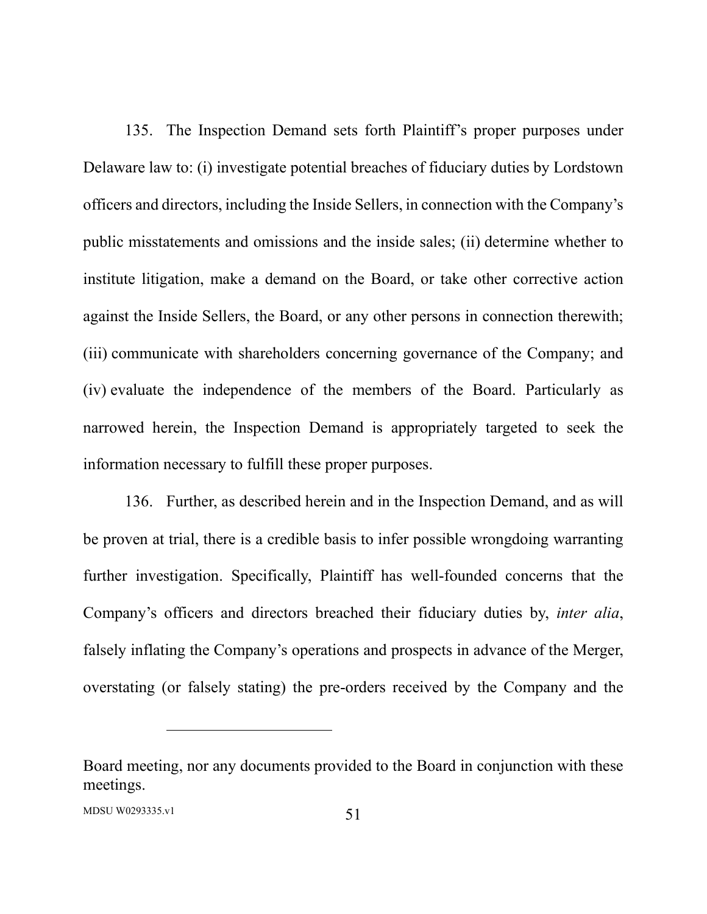135. The Inspection Demand sets forth Plaintiff's proper purposes under Delaware law to: (i) investigate potential breaches of fiduciary duties by Lordstown officers and directors, including the Inside Sellers, in connection with the Company's public misstatements and omissions and the inside sales; (ii) determine whether to institute litigation, make a demand on the Board, or take other corrective action against the Inside Sellers, the Board, or any other persons in connection therewith; (iii) communicate with shareholders concerning governance of the Company; and (iv) evaluate the independence of the members of the Board. Particularly as narrowed herein, the Inspection Demand is appropriately targeted to seek the information necessary to fulfill these proper purposes.

136. Further, as described herein and in the Inspection Demand, and as will be proven at trial, there is a credible basis to infer possible wrongdoing warranting further investigation. Specifically, Plaintiff has well-founded concerns that the Company's officers and directors breached their fiduciary duties by, *inter alia*, falsely inflating the Company's operations and prospects in advance of the Merger, overstating (or falsely stating) the pre-orders received by the Company and the

---

Board meeting, nor any documents provided to the Board in conjunction with these meetings.

MDSU W0293335.v1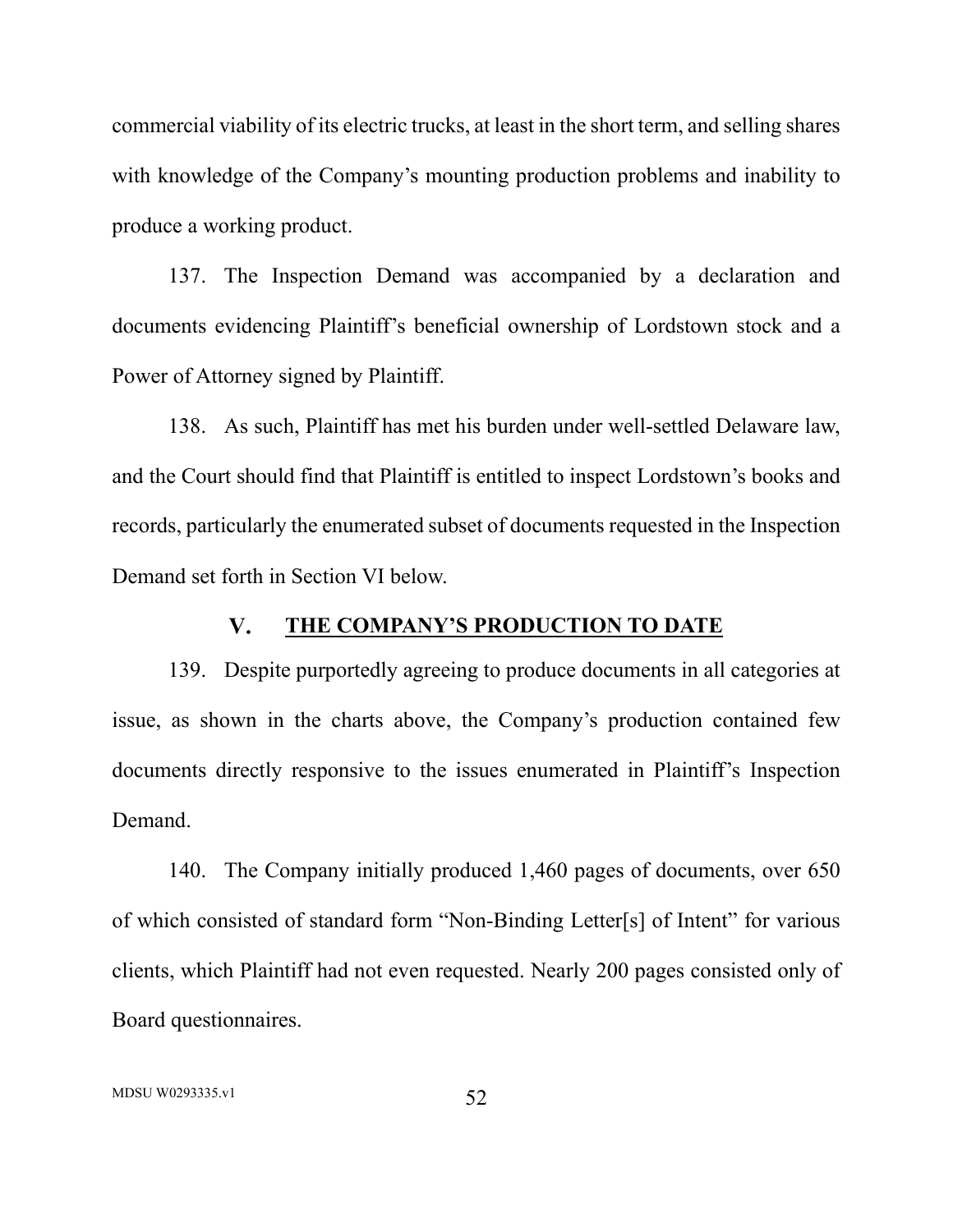commercial viability of its electric trucks, at least in the short term, and selling shares with knowledge of the Company's mounting production problems and inability to produce a working product.

137. The Inspection Demand was accompanied by a declaration and documents evidencing Plaintiff's beneficial ownership of Lordstown stock and a Power of Attorney signed by Plaintiff.

138. As such, Plaintiff has met his burden under well-settled Delaware law, and the Court should find that Plaintiff is entitled to inspect Lordstown's books and records, particularly the enumerated subset of documents requested in the Inspection Demand set forth in Section VI below.

## V. THE COMPANY'S PRODUCTION TO DATE

139. Despite purportedly agreeing to produce documents in all categories at issue, as shown in the charts above, the Company's production contained few documents directly responsive to the issues enumerated in Plaintiff's Inspection Demand.

140. The Company initially produced 1,460 pages of documents, over 650 of which consisted of standard form "Non-Binding Letter[s] of Intent" for various clients, which Plaintiff had not even requested. Nearly 200 pages consisted only of Board questionnaires.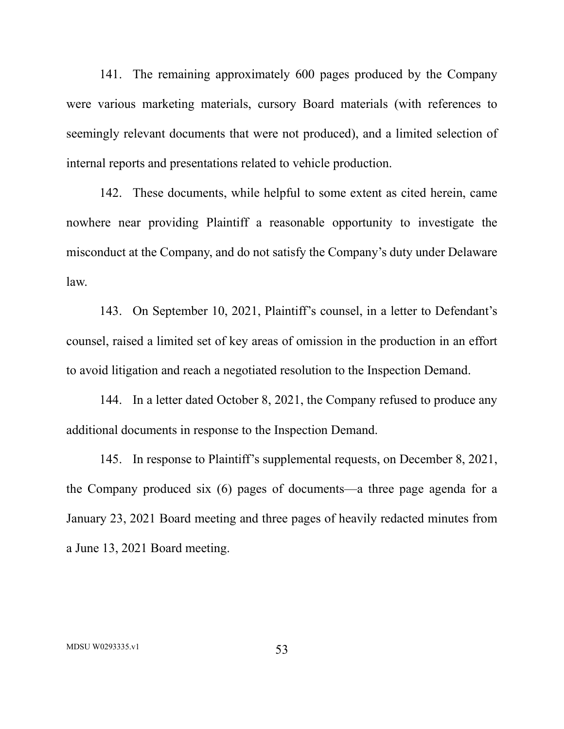141. The remaining approximately 600 pages produced by the Company were various marketing materials, cursory Board materials (with references to seemingly relevant documents that were not produced), and a limited selection of internal reports and presentations related to vehicle production.

142. These documents, while helpful to some extent as cited herein, came nowhere near providing Plaintiff a reasonable opportunity to investigate the misconduct at the Company, and do not satisfy the Company's duty under Delaware law.

143. On September 10, 2021, Plaintiff's counsel, in a letter to Defendant's counsel, raised a limited set of key areas of omission in the production in an effort to avoid litigation and reach a negotiated resolution to the Inspection Demand.

144. In a letter dated October 8, 2021, the Company refused to produce any additional documents in response to the Inspection Demand.

145. In response to Plaintiff's supplemental requests, on December 8, 2021, the Company produced six (6) pages of documents—a three page agenda for a January 23, 2021 Board meeting and three pages of heavily redacted minutes from a June 13, 2021 Board meeting.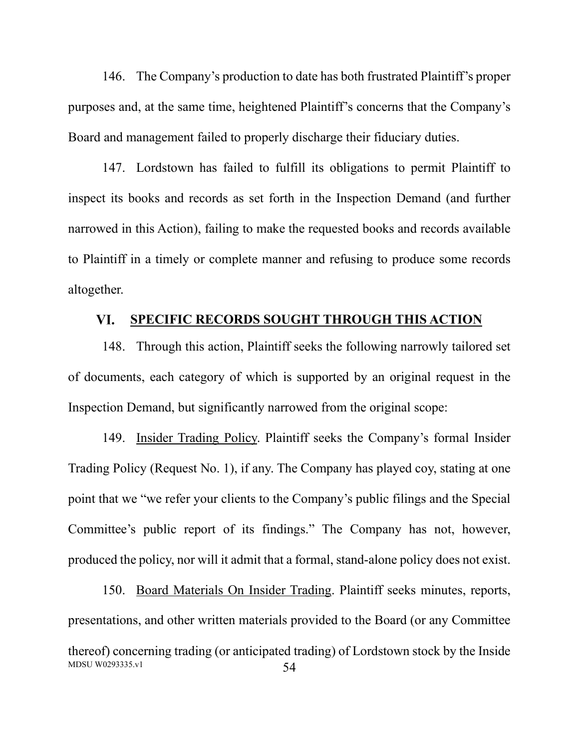146. The Company's production to date has both frustrated Plaintiff's proper purposes and, at the same time, heightened Plaintiff's concerns that the Company's Board and management failed to properly discharge their fiduciary duties.

147. Lordstown has failed to fulfill its obligations to permit Plaintiff to inspect its books and records as set forth in the Inspection Demand (and further narrowed in this Action), failing to make the requested books and records available to Plaintiff in a timely or complete manner and refusing to produce some records altogether.

## VI. SPECIFIC RECORDS SOUGHT THROUGH THIS ACTION

148. Through this action, Plaintiff seeks the following narrowly tailored set of documents, each category of which is supported by an original request in the Inspection Demand, but significantly narrowed from the original scope:

149. Insider Trading Policy. Plaintiff seeks the Company's formal Insider Trading Policy (Request No. 1), if any. The Company has played coy, stating at one point that we "we refer your clients to the Company's public filings and the Special Committee's public report of its findings." The Company has not, however, produced the policy, nor will it admit that a formal, stand-alone policy does not exist.

150. Board Materials On Insider Trading. Plaintiff seeks minutes, reports, presentations, and other written materials provided to the Board (or any Committee thereof) concerning trading (or anticipated trading) of Lordstown stock by the Inside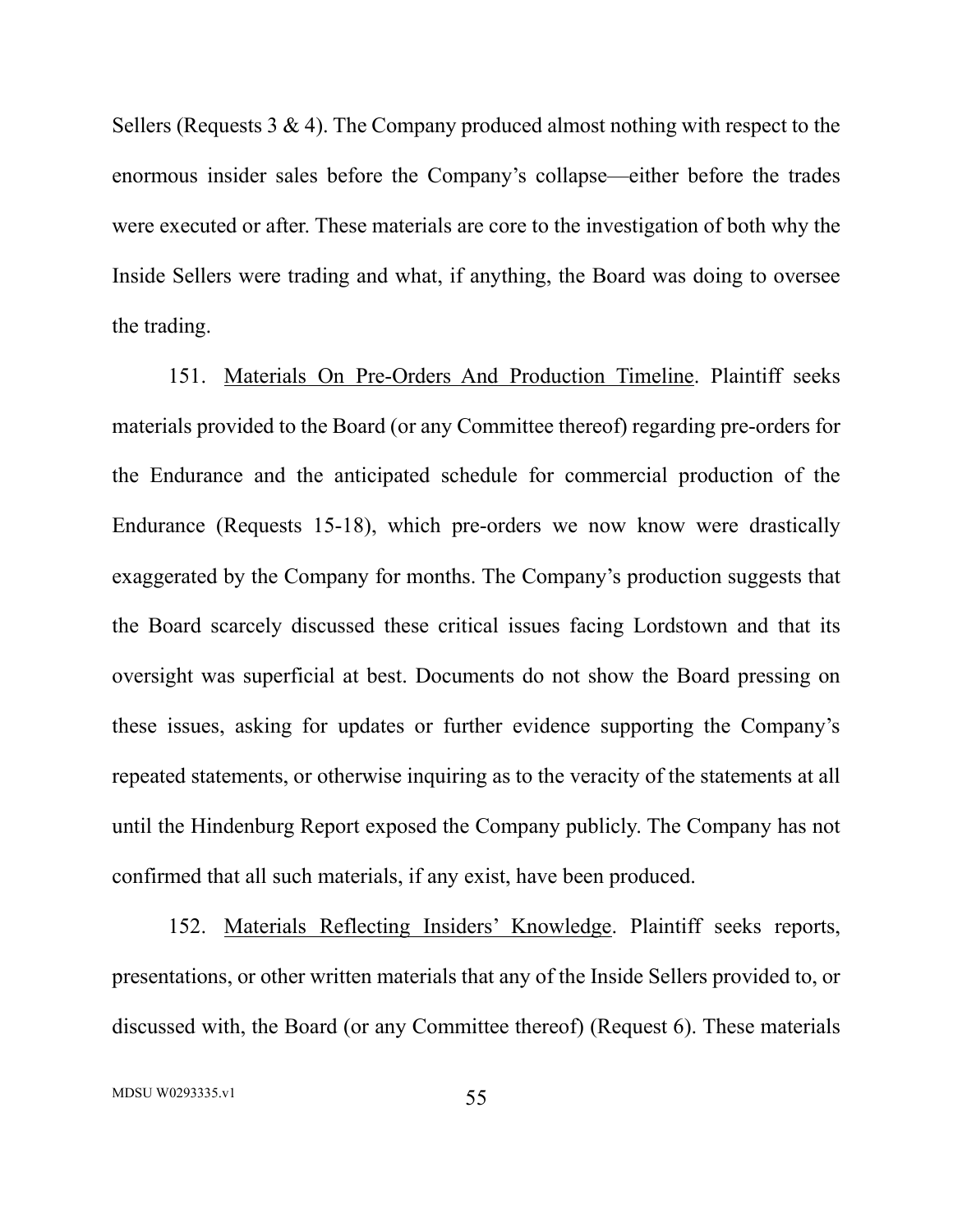Sellers (Requests 3 & 4). The Company produced almost nothing with respect to the enormous insider sales before the Company's collapse—either before the trades were executed or after. These materials are core to the investigation of both why the Inside Sellers were trading and what, if anything, the Board was doing to oversee the trading.

151. <u>Materials On Pre-Orders And Production Timeline</u>. Plaintiff seeks materials provided to the Board (or any Committee thereof) regarding pre-orders for the Endurance and the anticipated schedule for commercial production of the Endurance (Requests 15-18), which pre-orders we now know were drastically exaggerated by the Company for months. The Company's production suggests that the Board scarcely discussed these critical issues facing Lordstown and that its oversight was superficial at best. Documents do not show the Board pressing on these issues, asking for updates or further evidence supporting the Company's repeated statements, or otherwise inquiring as to the veracity of the statements at all until the Hindenburg Report exposed the Company publicly. The Company has not confirmed that all such materials, if any exist, have been produced.

152. <u>Materials Reflecting Insiders' Knowledge</u>. Plaintiff seeks reports, presentations, or other written materials that any of the Inside Sellers provided to, or discussed with, the Board (or any Committee thereof) (Request 6). These materials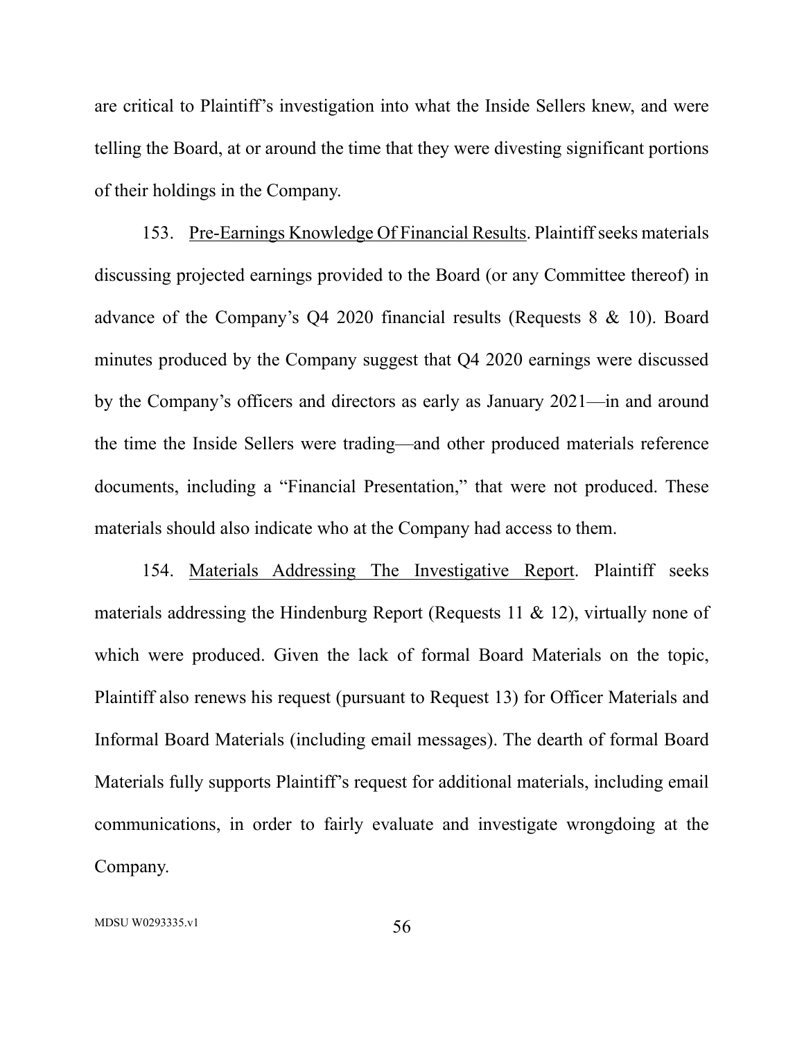are critical to Plaintiff's investigation into what the Inside Sellers knew, and were telling the Board, at or around the time that they were divesting significant portions of their holdings in the Company.

153. <u>Pre-Earnings Knowledge Of Financial Results</u>. Plaintiff seeks materials discussing projected earnings provided to the Board (or any Committee thereof) in advance of the Company's Q4 2020 financial results (Requests 8 & 10). Board minutes produced by the Company suggest that Q4 2020 earnings were discussed by the Company's officers and directors as early as January 2021—in and around the time the Inside Sellers were trading—and other produced materials reference documents, including a "Financial Presentation," that were not produced. These materials should also indicate who at the Company had access to them.

154. <u>Materials Addressing The Investigative Report</u>. Plaintiff seeks materials addressing the Hindenburg Report (Requests 11 & 12), virtually none of which were produced. Given the lack of formal Board Materials on the topic, Plaintiff also renews his request (pursuant to Request 13) for Officer Materials and Informal Board Materials (including email messages). The dearth of formal Board Materials fully supports Plaintiff's request for additional materials, including email communications, in order to fairly evaluate and investigate wrongdoing at the Company.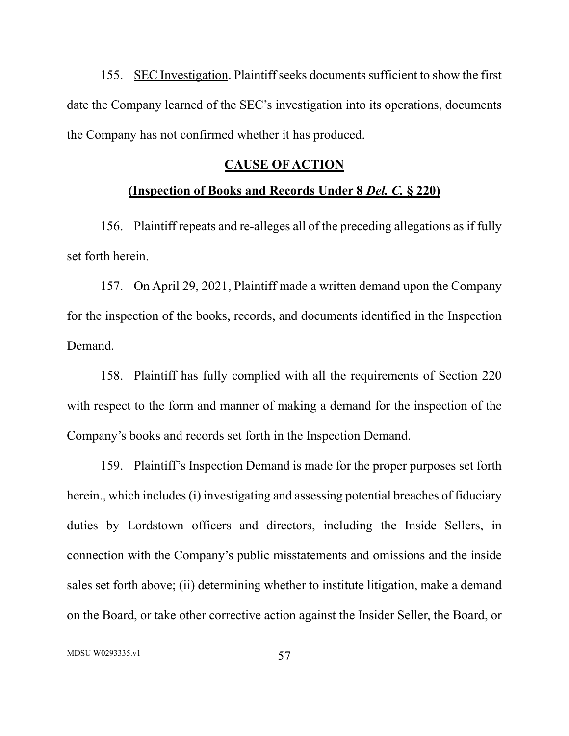155. <u>SEC Investigation</u>. Plaintiff seeks documents sufficient to show the first date the Company learned of the SEC's investigation into its operations, documents the Company has not confirmed whether it has produced.

## CAUSE OF ACTION

### (Inspection of Books and Records Under 8 *Del. C.* § 220)

156. Plaintiff repeats and re-alleges all of the preceding allegations as if fully set forth herein.

157. On April 29, 2021, Plaintiff made a written demand upon the Company for the inspection of the books, records, and documents identified in the Inspection Demand.

158. Plaintiff has fully complied with all the requirements of Section 220 with respect to the form and manner of making a demand for the inspection of the Company's books and records set forth in the Inspection Demand.

159. Plaintiff's Inspection Demand is made for the proper purposes set forth herein., which includes (i) investigating and assessing potential breaches of fiduciary duties by Lordstown officers and directors, including the Inside Sellers, in connection with the Company's public misstatements and omissions and the inside sales set forth above; (ii) determining whether to institute litigation, make a demand on the Board, or take other corrective action against the Insider Seller, the Board, or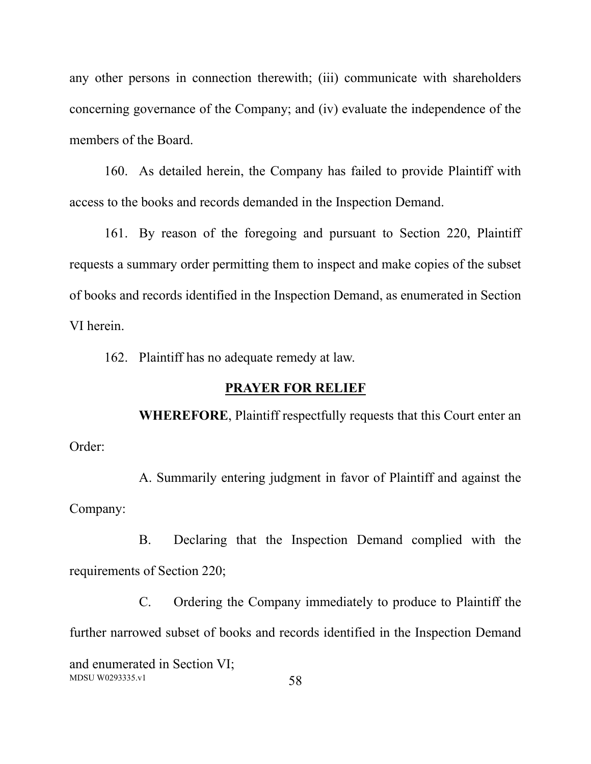any other persons in connection therewith; (iii) communicate with shareholders concerning governance of the Company; and (iv) evaluate the independence of the members of the Board.

160. As detailed herein, the Company has failed to provide Plaintiff with access to the books and records demanded in the Inspection Demand.

161. By reason of the foregoing and pursuant to Section 220, Plaintiff requests a summary order permitting them to inspect and make copies of the subset of books and records identified in the Inspection Demand, as enumerated in Section VI herein.

162. Plaintiff has no adequate remedy at law.

## PRAYER FOR RELIEF

**WHEREFORE**, Plaintiff respectfully requests that this Court enter an Order:

A. Summarily entering judgment in favor of Plaintiff and against the Company:

B. Declaring that the Inspection Demand complied with the requirements of Section 220;

C. Ordering the Company immediately to produce to Plaintiff the further narrowed subset of books and records identified in the Inspection Demand and enumerated in Section VI;

MDSU W0293335.v1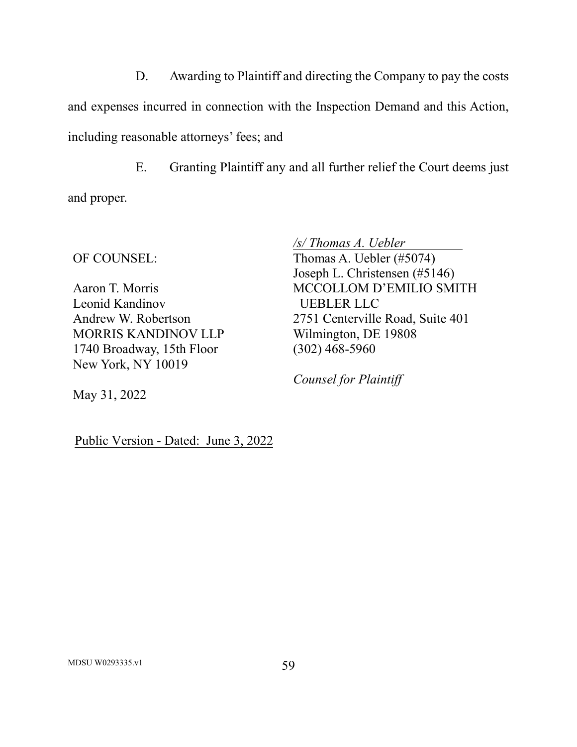D. Awarding to Plaintiff and directing the Company to pay the costs and expenses incurred in connection with the Inspection Demand and this Action, including reasonable attorneys' fees; and

E. Granting Plaintiff any and all further relief the Court deems just and proper.

*/s/ Thomas A. Uebler*
Thomas A. Uebler (#5074)
Joseph L. Christensen (#5146)
MCCOLLOM D'EMILIO SMITH UEBLER LLC
2751 Centerville Road, Suite 401
Wilmington, DE 19808
(302) 468-5960

*Counsel for Plaintiff*

OF COUNSEL:

Aaron T. Morris
Leonid Kandinov
Andrew W. Robertson
MORRIS KANDINOV LLP
1740 Broadway, 15th Floor
New York, NY 10019

May 31, 2022

Public Version - Dated: June 3, 2022

MDSU W0293335.v1